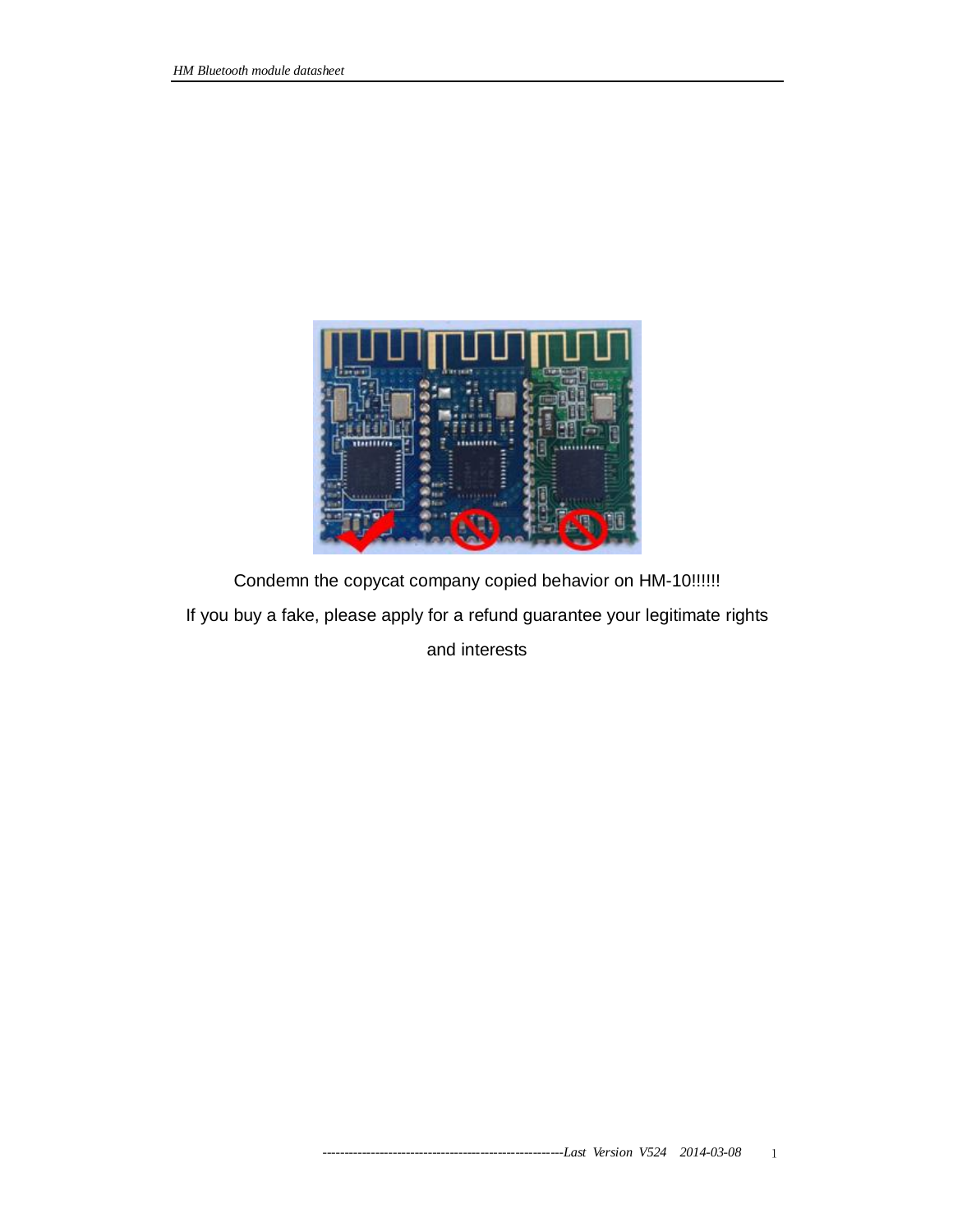Condemn the copycat company copied behavior on HM-10!!!!!!

If you buy a fake, please apply for a refund guarantee your legitimate rights and interests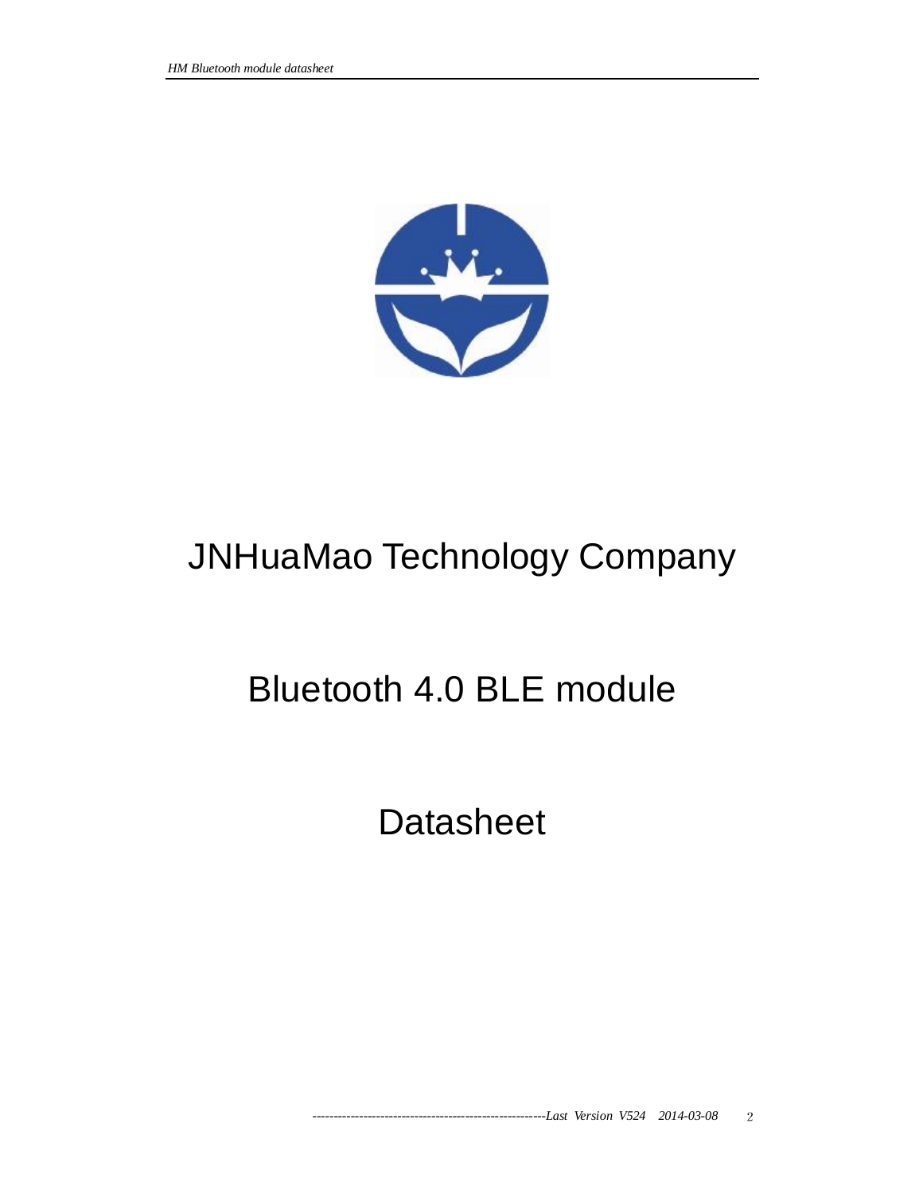# JNHuaMao Technology Company

# Bluetooth 4.0 BLE module

# Datasheet

-------------------------------------------------------Last Version V524 2014-03-08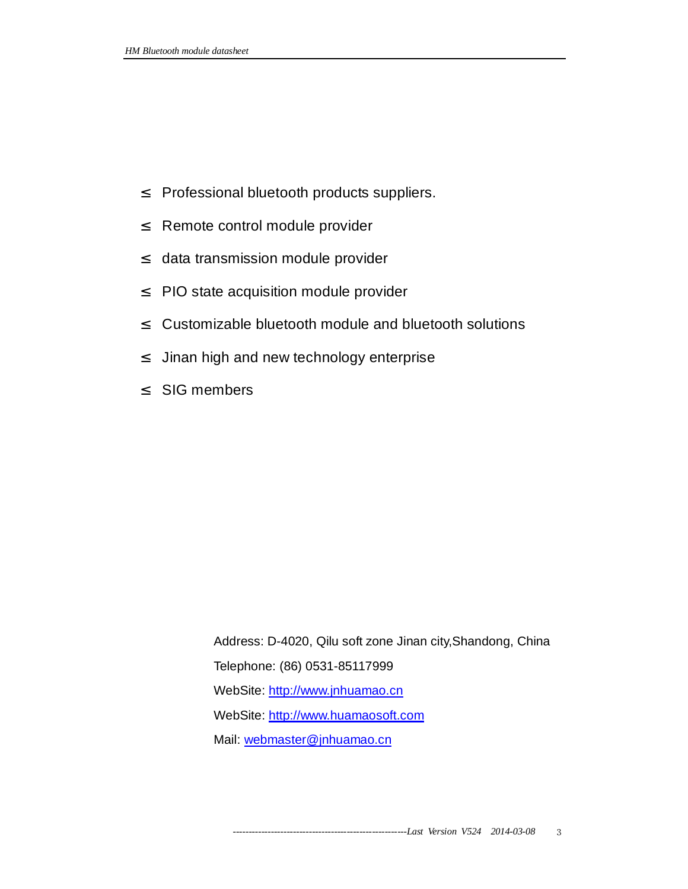- Professional bluetooth products suppliers.
- Remote control module provider
- data transmission module provider
- PIO state acquisition module provider
- Customizable bluetooth module and bluetooth solutions
- Jinan high and new technology enterprise
- SIG members

Address: D-4020, Qilu soft zone Jinan city,Shandong, China

Telephone: (86) 0531-85117999

WebSite: http://www.jnhuamao.cn

WebSite: http://www.huamaosoft.com

Mail: webmaster@jnhuamao.cn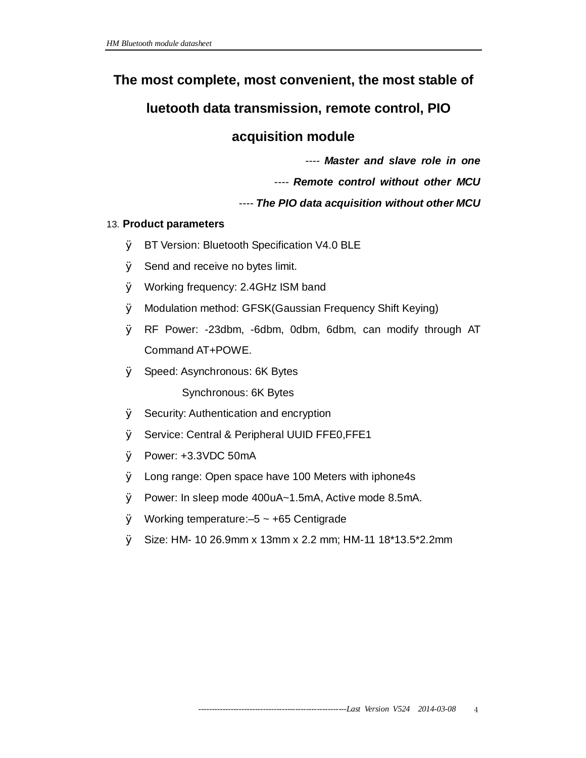# The most complete, most convenient, the most stable of luetooth data transmission, remote control, PIO acquisition module

---- ***Master and slave role in one***

---- ***Remote control without other MCU***

---- ***The PIO data acquisition without other MCU***

## 13. Product parameters

- BT Version: Bluetooth Specification V4.0 BLE
- Send and receive no bytes limit.
- Working frequency: 2.4GHz ISM band
- Modulation method: GFSK(Gaussian Frequency Shift Keying)
- RF Power: -23dbm, -6dbm, 0dbm, 6dbm, can modify through AT Command AT+POWE.
- Speed: Asynchronous: 6K Bytes
  Synchronous: 6K Bytes
- Security: Authentication and encryption
- Service: Central & Peripheral UUID FFE0,FFE1
- Power: +3.3VDC 50mA
- Long range: Open space have 100 Meters with iphone4s
- Power: In sleep mode 400uA~1.5mA, Active mode 8.5mA.
- Working temperature:–5 ~ +65 Centigrade
- Size: HM- 10 26.9mm x 13mm x 2.2 mm; HM-11 18*13.5*2.2mm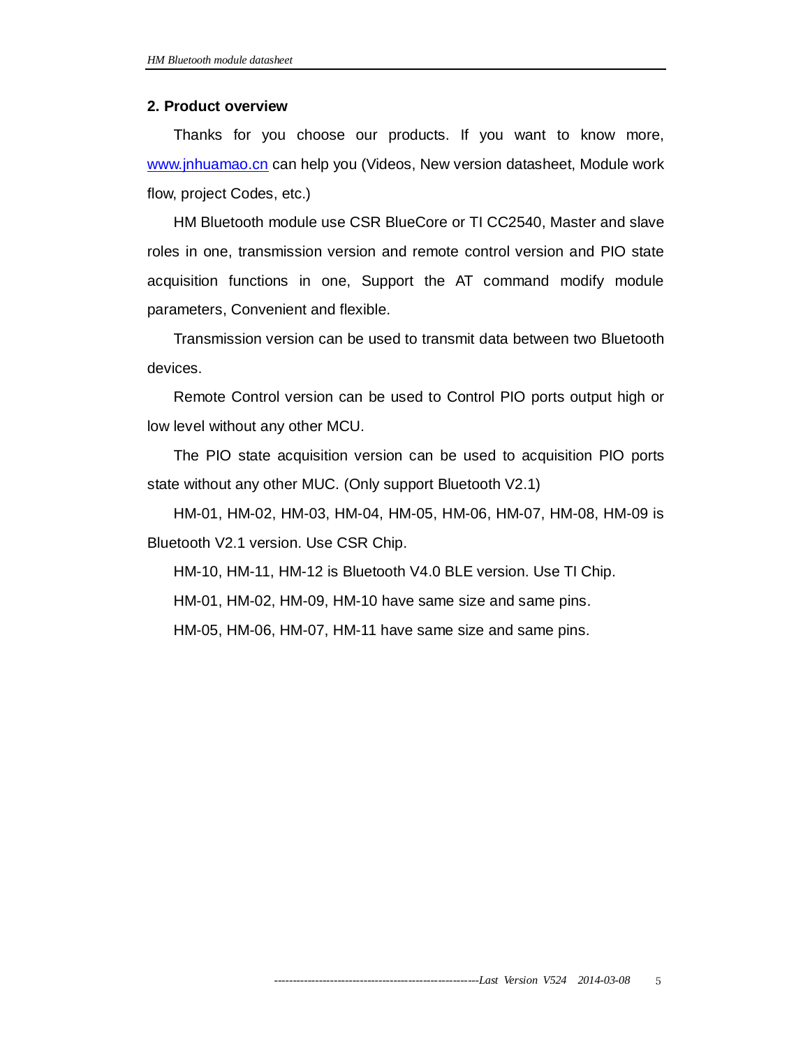## 2. Product overview

Thanks for you choose our products. If you want to know more, www.jnhuamao.cn can help you (Videos, New version datasheet, Module work flow, project Codes, etc.)

HM Bluetooth module use CSR BlueCore or TI CC2540, Master and slave roles in one, transmission version and remote control version and PIO state acquisition functions in one, Support the AT command modify module parameters, Convenient and flexible.

Transmission version can be used to transmit data between two Bluetooth devices.

Remote Control version can be used to Control PIO ports output high or low level without any other MCU.

The PIO state acquisition version can be used to acquisition PIO ports state without any other MUC. (Only support Bluetooth V2.1)

HM-01, HM-02, HM-03, HM-04, HM-05, HM-06, HM-07, HM-08, HM-09 is Bluetooth V2.1 version. Use CSR Chip.

HM-10, HM-11, HM-12 is Bluetooth V4.0 BLE version. Use TI Chip.

HM-01, HM-02, HM-09, HM-10 have same size and same pins.

HM-05, HM-06, HM-07, HM-11 have same size and same pins.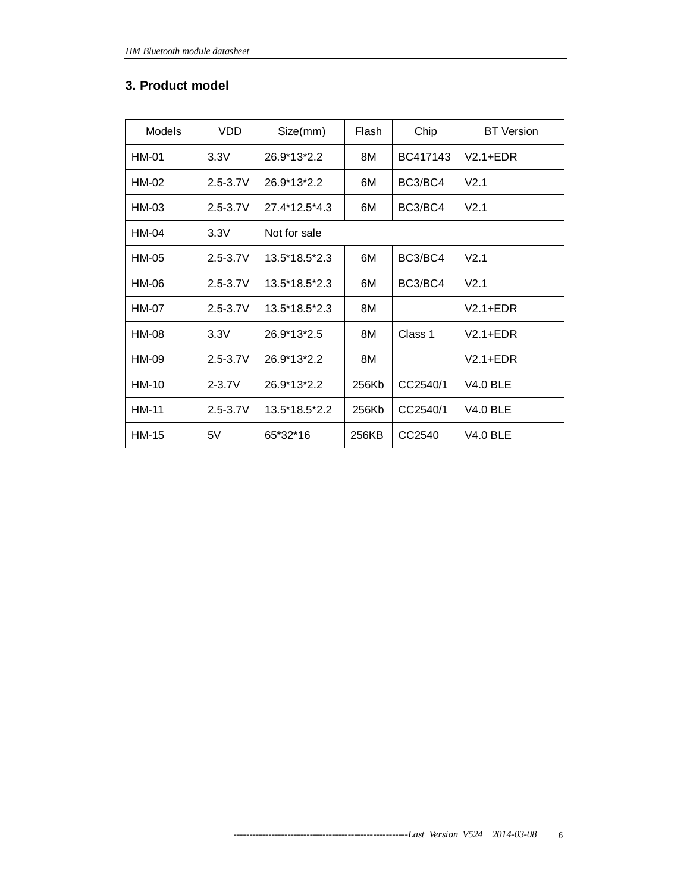## 3. Product model

| Models | VDD | Size(mm) | Flash | Chip | BT Version |
|---|---|---|---|---|---|
| HM-01 | 3.3V | 26.9*13*2.2 | 8M | BC417143 | V2.1+EDR |
| HM-02 | 2.5-3.7V | 26.9*13*2.2 | 6M | BC3/BC4 | V2.1 |
| HM-03 | 2.5-3.7V | 27.4*12.5*4.3 | 6M | BC3/BC4 | V2.1 |
| HM-04 | 3.3V | Not for sale | | | |
| HM-05 | 2.5-3.7V | 13.5*18.5*2.3 | 6M | BC3/BC4 | V2.1 |
| HM-06 | 2.5-3.7V | 13.5*18.5*2.3 | 6M | BC3/BC4 | V2.1 |
| HM-07 | 2.5-3.7V | 13.5*18.5*2.3 | 8M | | V2.1+EDR |
| HM-08 | 3.3V | 26.9*13*2.5 | 8M | Class 1 | V2.1+EDR |
| HM-09 | 2.5-3.7V | 26.9*13*2.2 | 8M | | V2.1+EDR |
| HM-10 | 2-3.7V | 26.9*13*2.2 | 256Kb | CC2540/1 | V4.0 BLE |
| HM-11 | 2.5-3.7V | 13.5*18.5*2.2 | 256Kb | CC2540/1 | V4.0 BLE |
| HM-15 | 5V | 65*32*16 | 256KB | CC2540 | V4.0 BLE |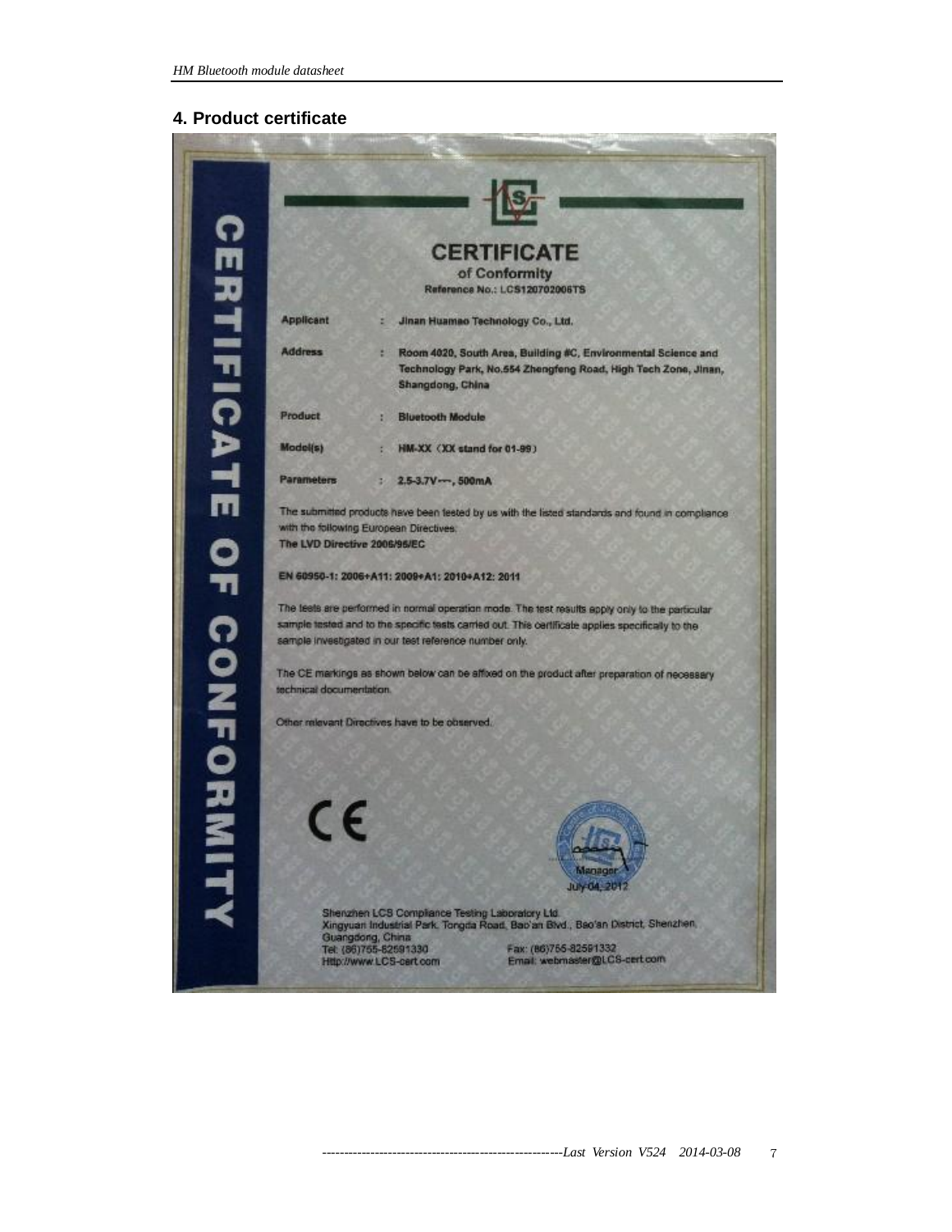## 4. Product certificate

CERTIFICATE OF CONFORMITY

**CERTIFICATE**

of Conformity

Reference No.: LCS120702006TS

**Applicant** : Jinan Huamao Technology Co., Ltd.

**Address** : Room 4020, South Area, Building #C, Environmental Science and Technology Park, No.554 Zhengfeng Road, High Tech Zone, Jinan, Shangdong, China

**Product** : Bluetooth Module

**Model(s)** : HM-XX（XX stand for 01-99）

**Parameters** : 2.5-3.7V---, 500mA

The submitted products have been tested by us with the listed standards and found in compliance with the following European Directives:
**The LVD Directive 2006/95/EC**

**EN 60950-1: 2006+A11: 2009+A1: 2010+A12: 2011**

The tests are performed in normal operation mode. The test results apply only to the particular sample tested and to the specific tests carried out. This certificate applies specifically to the sample investigated in our test reference number only.

The CE markings as shown below can be affixed on the product after preparation of necessary technical documentation.

Other relevant Directives have to be observed.

CE

Manager
July 04, 2012

Shenzhen LCS Compliance Testing Laboratory Ltd.
Xingyuan Industrial Park, Tongda Road, Bao'an Blvd., Bao'an District, Shenzhen, Guangdong, China
Tel: (86)755-82591330 Fax: (86)755-82591332
Http://www.LCS-cert.com Email: webmaster@LCS-cert.com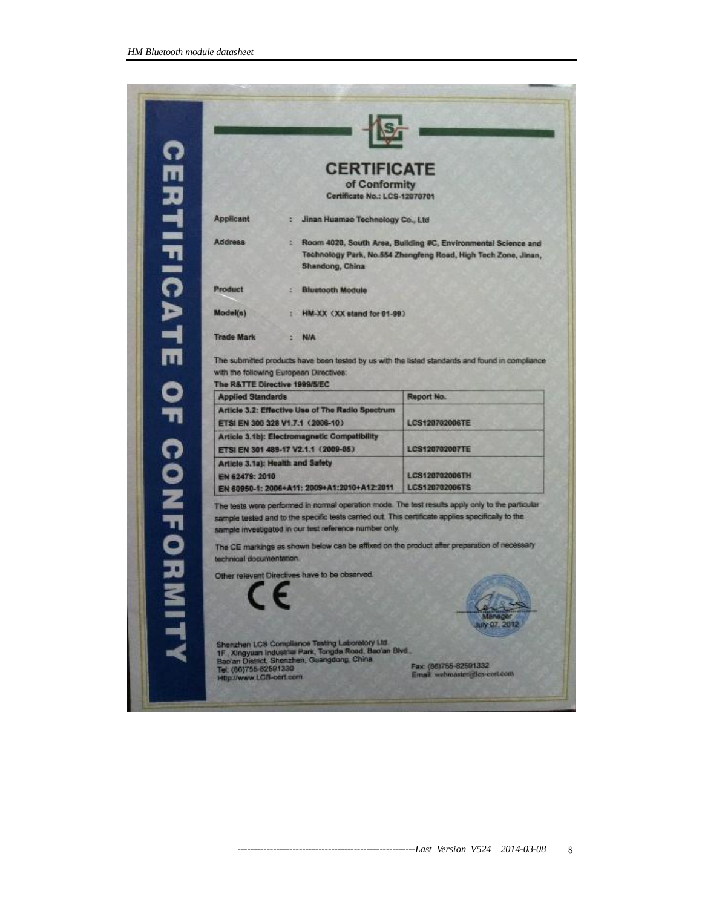CERTIFICATE OF CONFORMITY

# CERTIFICATE

## of Conformity

**Certificate No.: LCS-12070701**

| | | |
|---|---|---|
| **Applicant** | : | **Jinan Huamao Technology Co., Ltd** |
| **Address** | : | **Room 4020, South Area, Building #C, Environmental Science and Technology Park, No.554 Zhengfeng Road, High Tech Zone, Jinan, Shandong, China** |
| **Product** | : | **Bluetooth Module** |
| **Model(s)** | : | **HM-XX（XX stand for 01-99）** |
| **Trade Mark** | : | **N/A** |

The submitted products have been tested by us with the listed standards and found in compliance with the following European Directives:

**The R&TTE Directive 1999/5/EC**

| **Applied Standards** | **Report No.** |
|---|---|
| **Article 3.2: Effective Use of The Radio Spectrum**<br>**ETSI EN 300 328 V1.7.1（2006-10）** | **LCS120702006TE** |
| **Article 3.1b): Electromagnetic Compatibility**<br>**ETSI EN 301 489-17 V2.1.1（2009-05）** | **LCS120702007TE** |
| **Article 3.1a): Health and Safety**<br>**EN 62479: 2010**<br>**EN 60950-1: 2006+A11: 2009+A1:2010+A12:2011** | **LCS120702006TH**<br>**LCS120702006TS** |

The tests were performed in normal operation mode. The test results apply only to the particular sample tested and to the specific tests carried out. This certificate applies specifically to the sample investigated in our test reference number only.

The CE markings as shown below can be affixed on the product after preparation of necessary technical documentation.

Other relevant Directives have to be observed.

CE

Manager
July 07, 2012

Shenzhen LCS Compliance Testing Laboratory Ltd.
1F., Xingyuan Industrial Park, Tongda Road, Bao'an Blvd.,
Bao'an District, Shenzhen, Guangdong, China
Tel: (86)755-82591330
Http://www.LCS-cert.com

Fax: (86)755-82591332
Email: webmaster@lcs-cert.com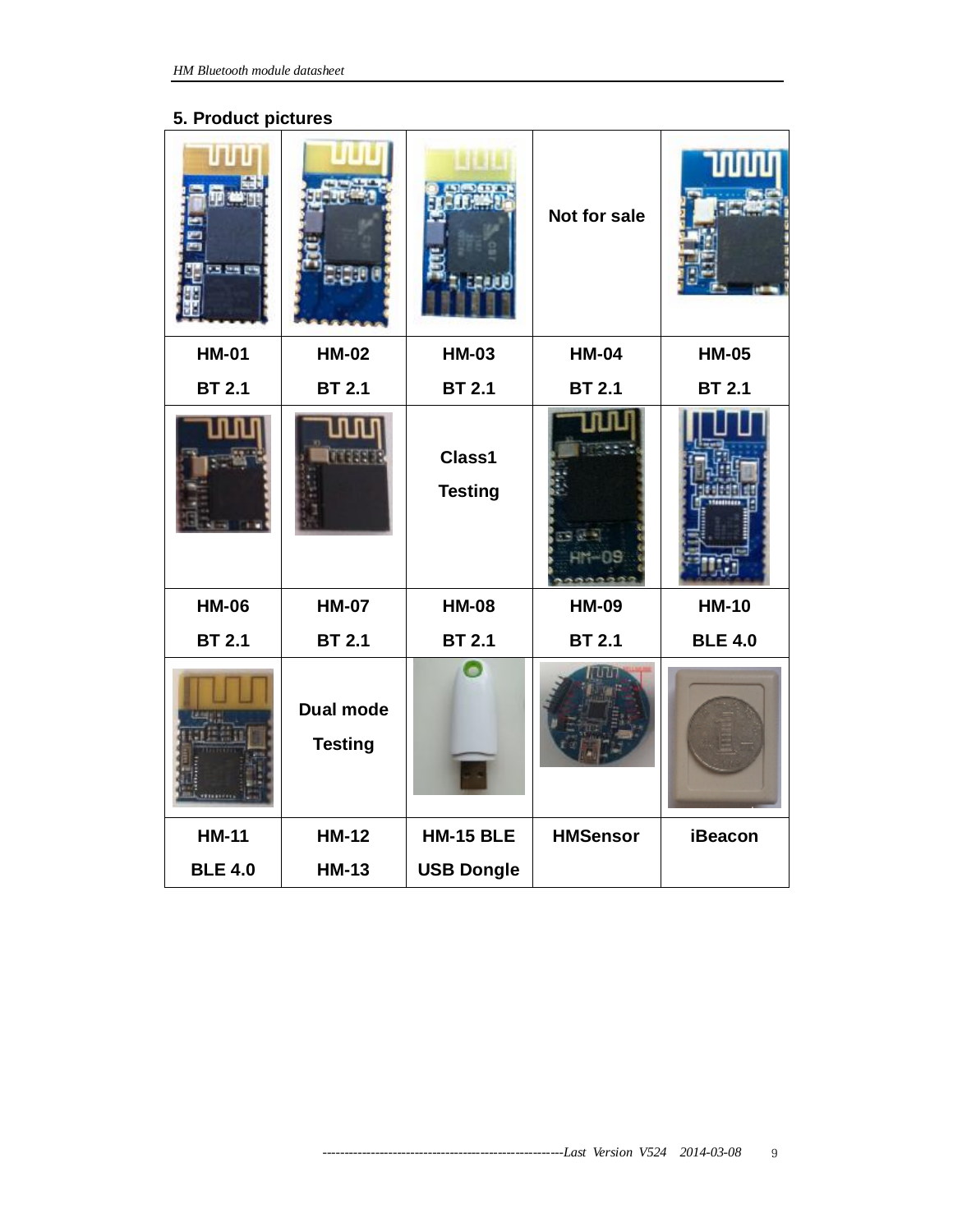## 5. Product pictures

| | | | | |
|---|---|---|---|---|
| | | | Not for sale | |
| HM-01<br>BT 2.1 | HM-02<br>BT 2.1 | HM-03<br>BT 2.1 | HM-04<br>BT 2.1 | HM-05<br>BT 2.1 |
| | | Class1<br>Testing | | |
| HM-06<br>BT 2.1 | HM-07<br>BT 2.1 | HM-08<br>BT 2.1 | HM-09<br>BT 2.1 | HM-10<br>BLE 4.0 |
| | Dual mode<br>Testing | | | |
| HM-11<br>BLE 4.0 | HM-12<br>HM-13 | HM-15 BLE<br>USB Dongle | HMSensor | iBeacon |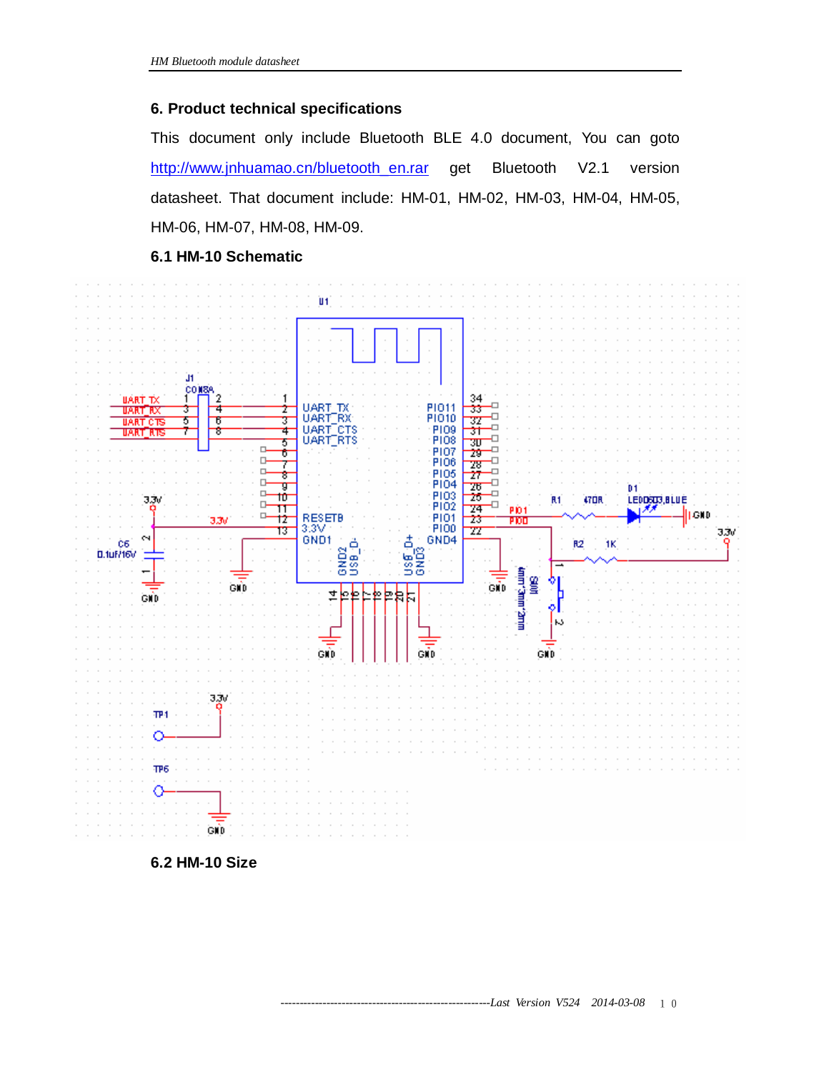## 6. Product technical specifications

This document only include Bluetooth BLE 4.0 document, You can goto http://www.jnhuamao.cn/bluetooth_en.rar get Bluetooth V2.1 version datasheet. That document include: HM-01, HM-02, HM-03, HM-04, HM-05, HM-06, HM-07, HM-08, HM-09.

### 6.1 HM-10 Schematic

U1

J1
CON8A

UART_TX
UART_RX
UART_CTS
UART_RTS

RESETB
3.3V
GND1
GND2
USB_D-
USB_D+
GND3
GND4

PIO11
PIO10
PIO9
PIO8
PIO7
PIO6
PIO5
PIO4
PIO3
PIO2
PIO1
PIO0

3.3V
C6
0.1uF/16V
GND

R1 470R
D1 LED0603,BLUE
R2 1K
S0
4mm*3mm*2mm

TP1
TP6

### 6.2 HM-10 Size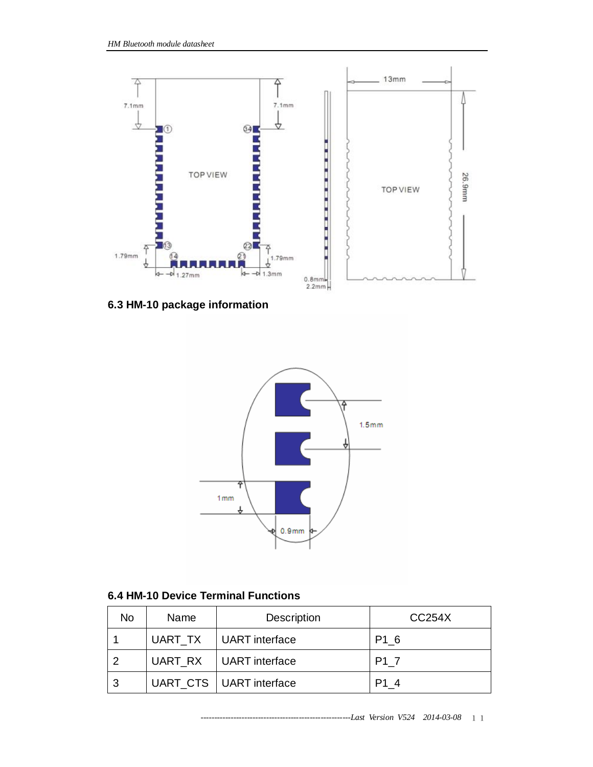7.1mm

7.1mm

13mm

TOP VIEW

TOP VIEW

26.9mm

1.79mm

1.79mm

1.27mm

1.3mm

0.8mm

2.2mm

### 6.3 HM-10 package information

1.5mm

1mm

0.9mm

### 6.4 HM-10 Device Terminal Functions

| No | Name | Description | CC254X |
| --- | --- | --- | --- |
| 1 | UART_TX | UART interface | P1_6 |
| 2 | UART_RX | UART interface | P1_7 |
| 3 | UART_CTS | UART interface | P1_4 |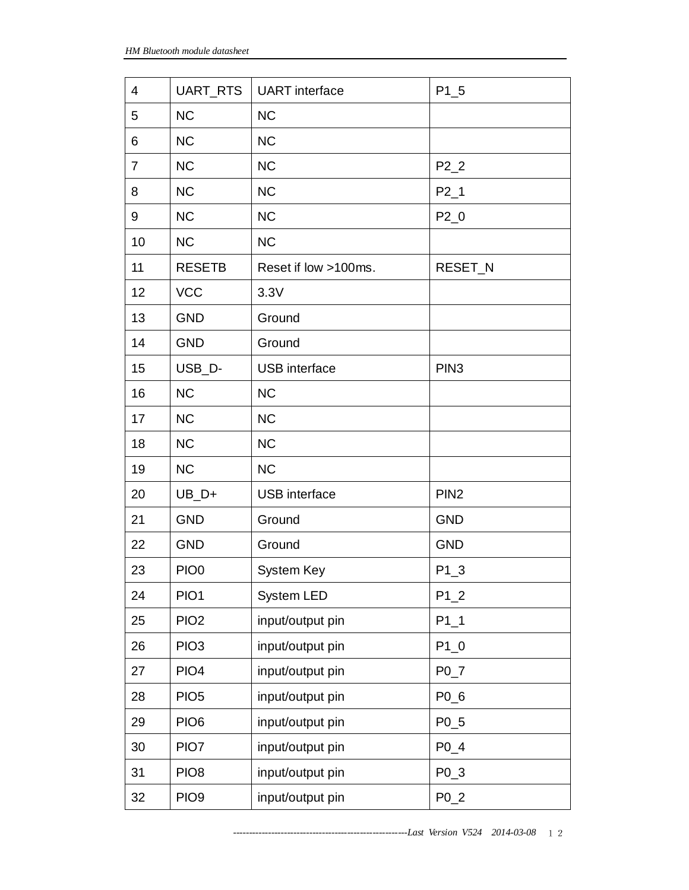| | | | |
|---|---|---|---|
| 4 | UART_RTS | UART interface | P1_5 |
| 5 | NC | NC | |
| 6 | NC | NC | |
| 7 | NC | NC | P2_2 |
| 8 | NC | NC | P2_1 |
| 9 | NC | NC | P2_0 |
| 10 | NC | NC | |
| 11 | RESETB | Reset if low >100ms. | RESET_N |
| 12 | VCC | 3.3V | |
| 13 | GND | Ground | |
| 14 | GND | Ground | |
| 15 | USB_D- | USB interface | PIN3 |
| 16 | NC | NC | |
| 17 | NC | NC | |
| 18 | NC | NC | |
| 19 | NC | NC | |
| 20 | UB_D+ | USB interface | PIN2 |
| 21 | GND | Ground | GND |
| 22 | GND | Ground | GND |
| 23 | PIO0 | System Key | P1_3 |
| 24 | PIO1 | System LED | P1_2 |
| 25 | PIO2 | input/output pin | P1_1 |
| 26 | PIO3 | input/output pin | P1_0 |
| 27 | PIO4 | input/output pin | P0_7 |
| 28 | PIO5 | input/output pin | P0_6 |
| 29 | PIO6 | input/output pin | P0_5 |
| 30 | PIO7 | input/output pin | P0_4 |
| 31 | PIO8 | input/output pin | P0_3 |
| 32 | PIO9 | input/output pin | P0_2 |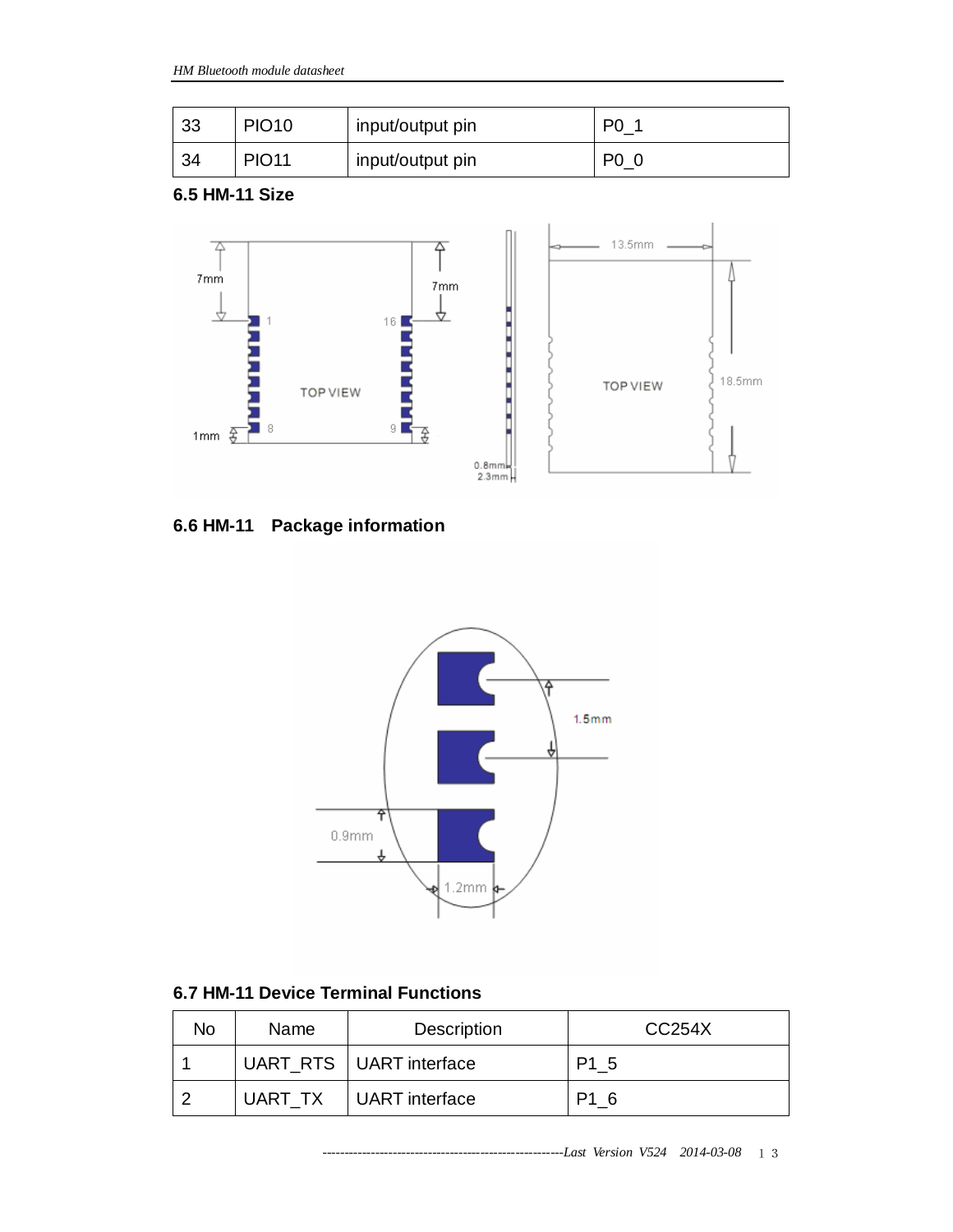| | | | |
|---|---|---|---|
| 33 | PIO10 | input/output pin | P0_1 |
| 34 | PIO11 | input/output pin | P0_0 |

**6.5 HM-11 Size**

7mm
7mm
1
16
TOP VIEW
8
9
1mm
0.8mm
2.3mm
13.5mm
TOP VIEW
18.5mm

**6.6 HM-11 Package information**

1.5mm
0.9mm
1.2mm

**6.7 HM-11 Device Terminal Functions**

| No | Name | Description | CC254X |
|---|---|---|---|
| 1 | UART_RTS | UART interface | P1_5 |
| 2 | UART_TX | UART interface | P1_6 |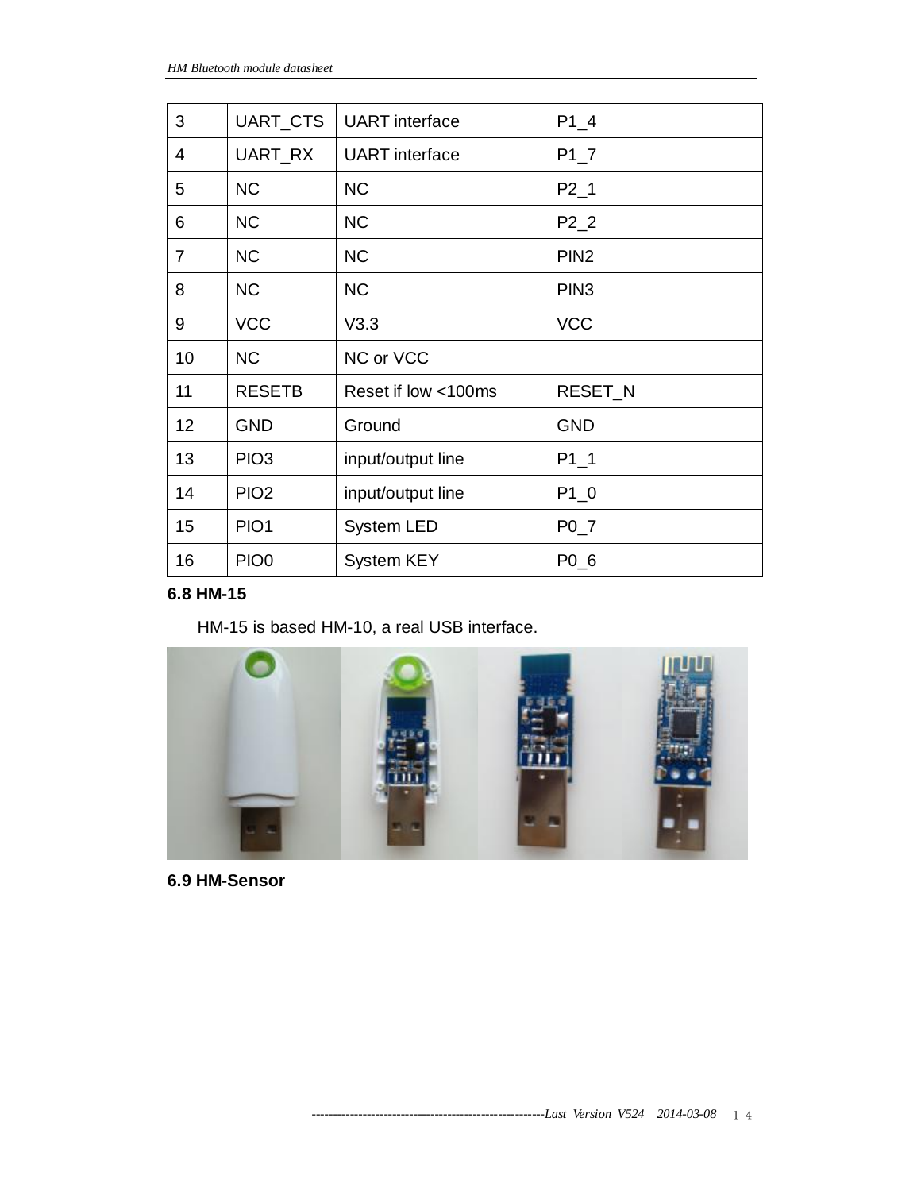| | | | |
|---|---|---|---|
| 3 | UART_CTS | UART interface | P1_4 |
| 4 | UART_RX | UART interface | P1_7 |
| 5 | NC | NC | P2_1 |
| 6 | NC | NC | P2_2 |
| 7 | NC | NC | PIN2 |
| 8 | NC | NC | PIN3 |
| 9 | VCC | V3.3 | VCC |
| 10 | NC | NC or VCC | |
| 11 | RESETB | Reset if low <100ms | RESET_N |
| 12 | GND | Ground | GND |
| 13 | PIO3 | input/output line | P1_1 |
| 14 | PIO2 | input/output line | P1_0 |
| 15 | PIO1 | System LED | P0_7 |
| 16 | PIO0 | System KEY | P0_6 |

### 6.8 HM-15

HM-15 is based HM-10, a real USB interface.

### 6.9 HM-Sensor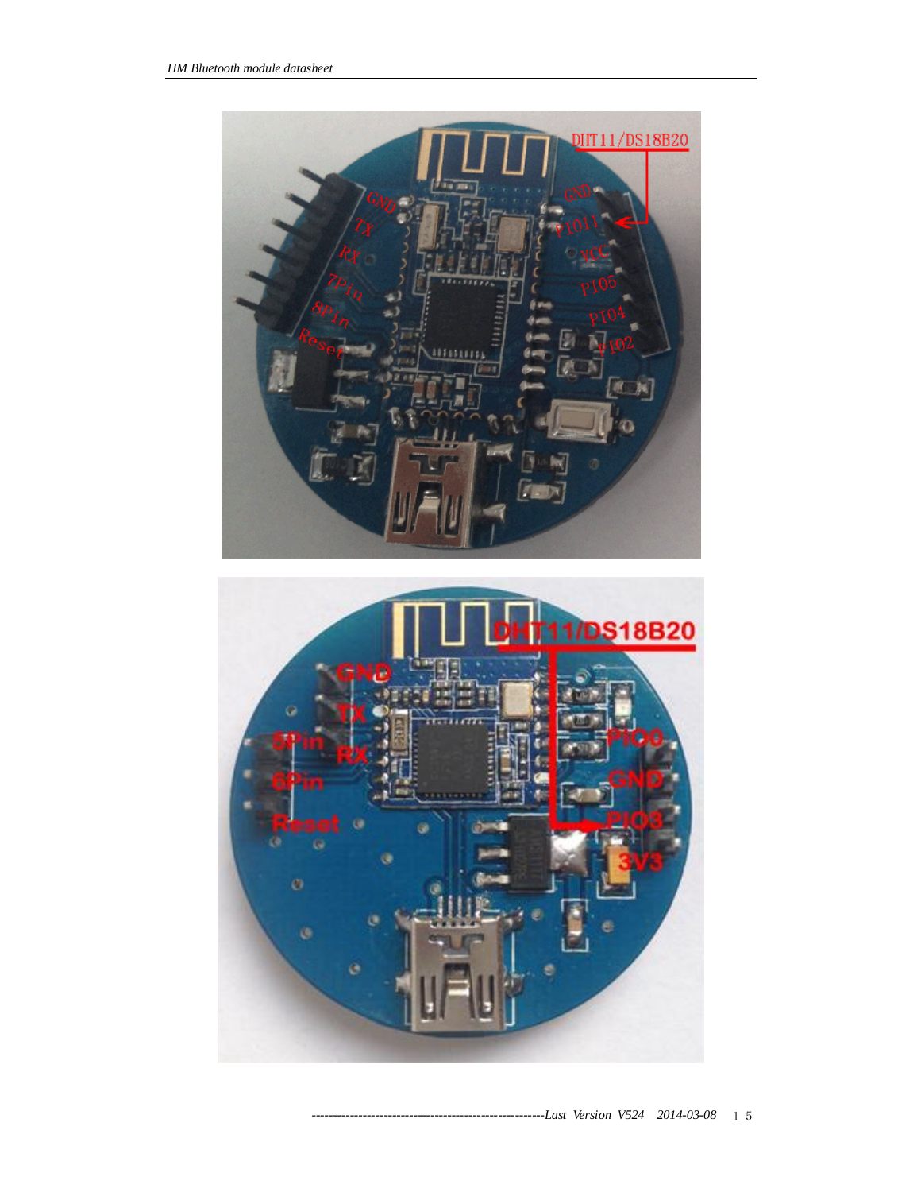DHT11/DS18B20

GND
TX
RX
7Pin
8Pin
Reset

GND
PIO11
VCC
PIO5
PIO4
PIO2

DHT11/DS18B20

GND
TX
5Pin
RX
6Pin
Reset

PIO0
GND
PIO3
3V3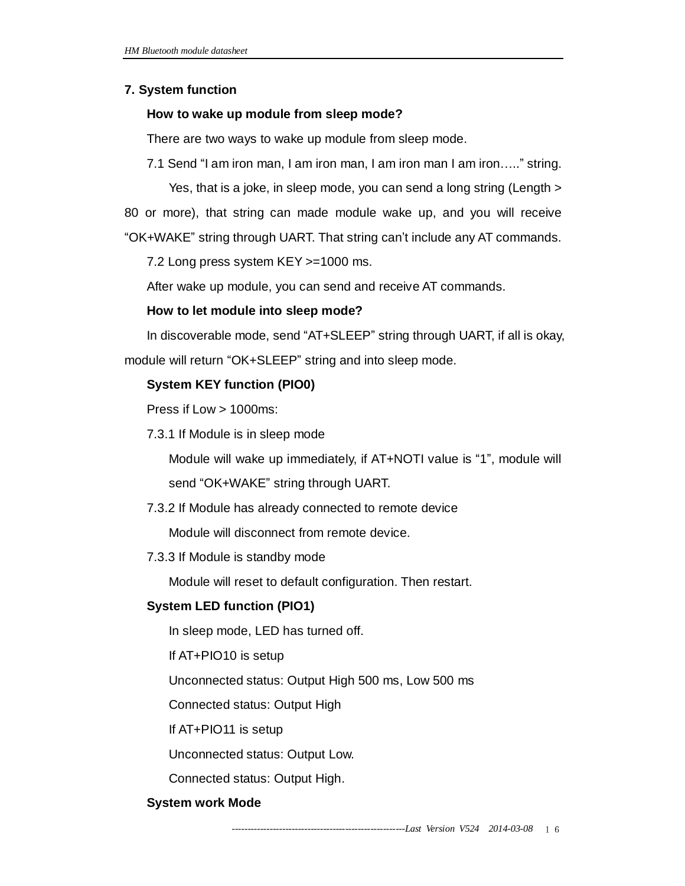## 7. System function

**How to wake up module from sleep mode?**

There are two ways to wake up module from sleep mode.

7.1 Send "I am iron man, I am iron man, I am iron man I am iron….." string.

Yes, that is a joke, in sleep mode, you can send a long string (Length > 80 or more), that string can made module wake up, and you will receive "OK+WAKE" string through UART. That string can't include any AT commands.

7.2 Long press system KEY >=1000 ms.

After wake up module, you can send and receive AT commands.

**How to let module into sleep mode?**

In discoverable mode, send "AT+SLEEP" string through UART, if all is okay, module will return "OK+SLEEP" string and into sleep mode.

**System KEY function (PIO0)**

Press if Low > 1000ms:

7.3.1 If Module is in sleep mode

Module will wake up immediately, if AT+NOTI value is "1", module will send "OK+WAKE" string through UART.

7.3.2 If Module has already connected to remote device

Module will disconnect from remote device.

7.3.3 If Module is standby mode

Module will reset to default configuration. Then restart.

**System LED function (PIO1)**

In sleep mode, LED has turned off.

If AT+PIO10 is setup

Unconnected status: Output High 500 ms, Low 500 ms

Connected status: Output High

If AT+PIO11 is setup

Unconnected status: Output Low.

Connected status: Output High.

**System work Mode**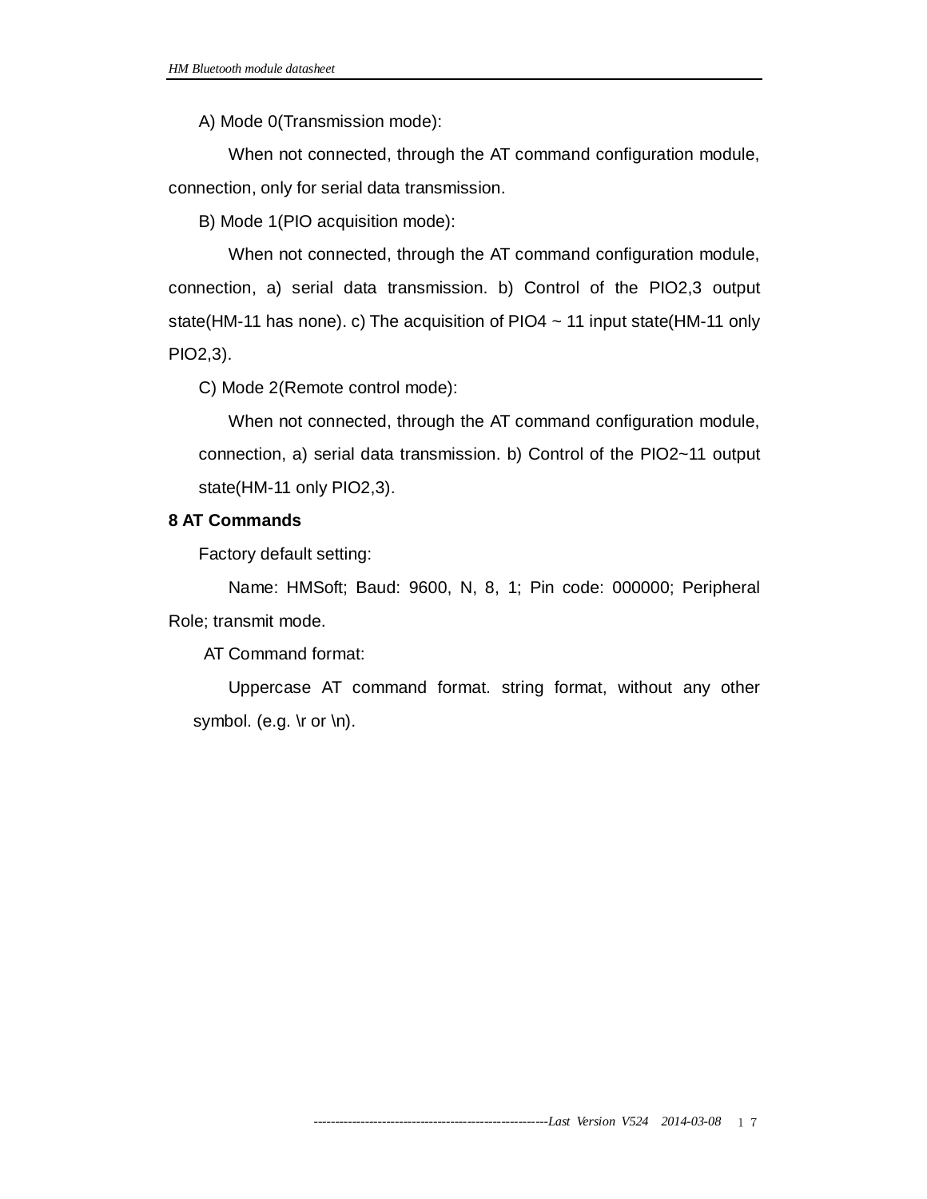A) Mode 0(Transmission mode):

When not connected, through the AT command configuration module, connection, only for serial data transmission.

B) Mode 1(PIO acquisition mode):

When not connected, through the AT command configuration module, connection, a) serial data transmission. b) Control of the PIO2,3 output state(HM-11 has none). c) The acquisition of PIO4 ~ 11 input state(HM-11 only PIO2,3).

C) Mode 2(Remote control mode):

When not connected, through the AT command configuration module, connection, a) serial data transmission. b) Control of the PIO2~11 output state(HM-11 only PIO2,3).

## 8 AT Commands

Factory default setting:

Name: HMSoft; Baud: 9600, N, 8, 1; Pin code: 000000; Peripheral Role; transmit mode.

AT Command format:

Uppercase AT command format. string format, without any other symbol. (e.g. \r or \n).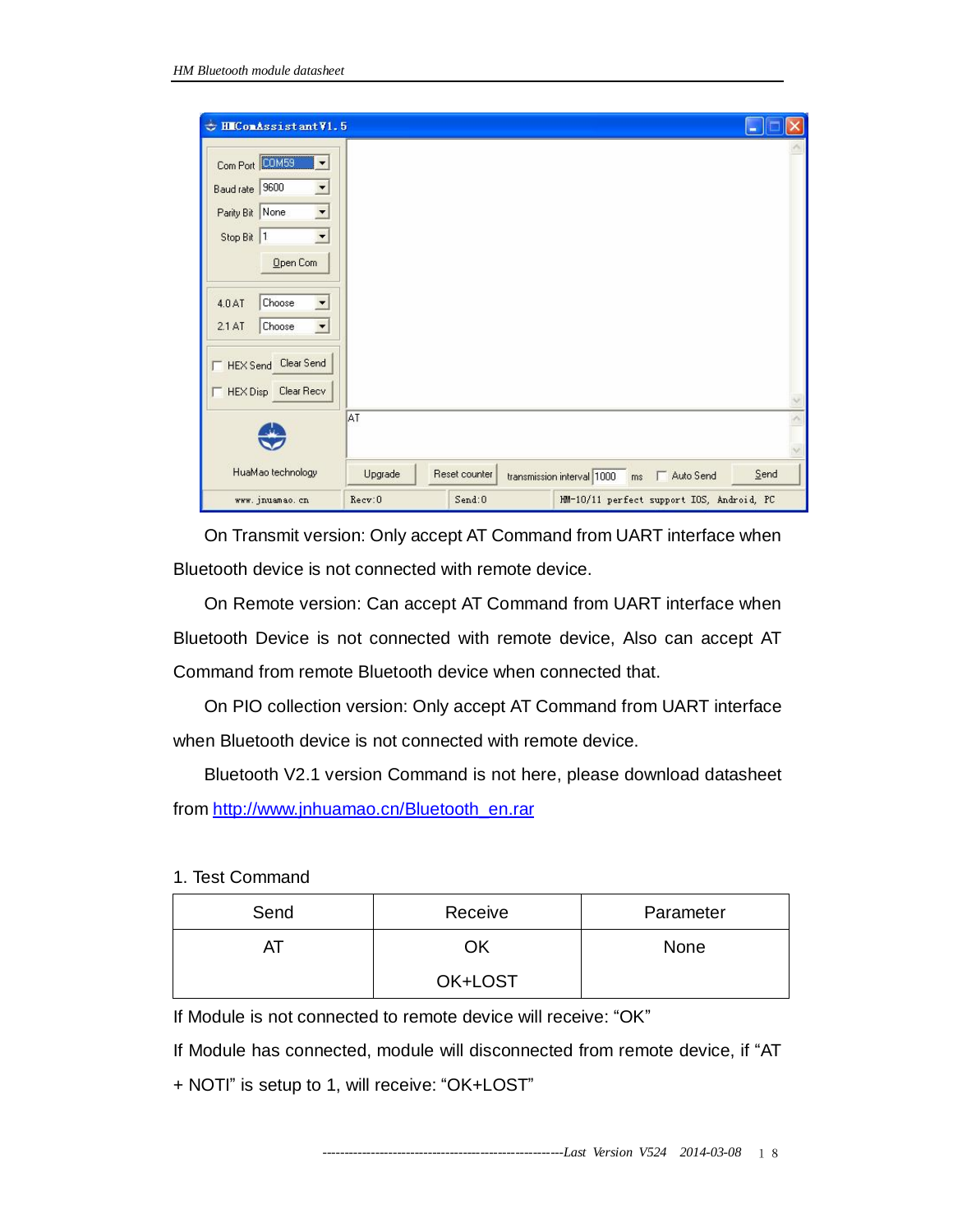On Transmit version: Only accept AT Command from UART interface when Bluetooth device is not connected with remote device.

On Remote version: Can accept AT Command from UART interface when Bluetooth Device is not connected with remote device, Also can accept AT Command from remote Bluetooth device when connected that.

On PIO collection version: Only accept AT Command from UART interface when Bluetooth device is not connected with remote device.

Bluetooth V2.1 version Command is not here, please download datasheet from [http://www.jnhuamao.cn/Bluetooth_en.rar](http://www.jnhuamao.cn/Bluetooth_en.rar)

1. Test Command

| Send | Receive | Parameter |
|---|---|---|
| AT | OK<br>OK+LOST | None |

If Module is not connected to remote device will receive: "OK"

If Module has connected, module will disconnected from remote device, if "AT + NOTI" is setup to 1, will receive: "OK+LOST"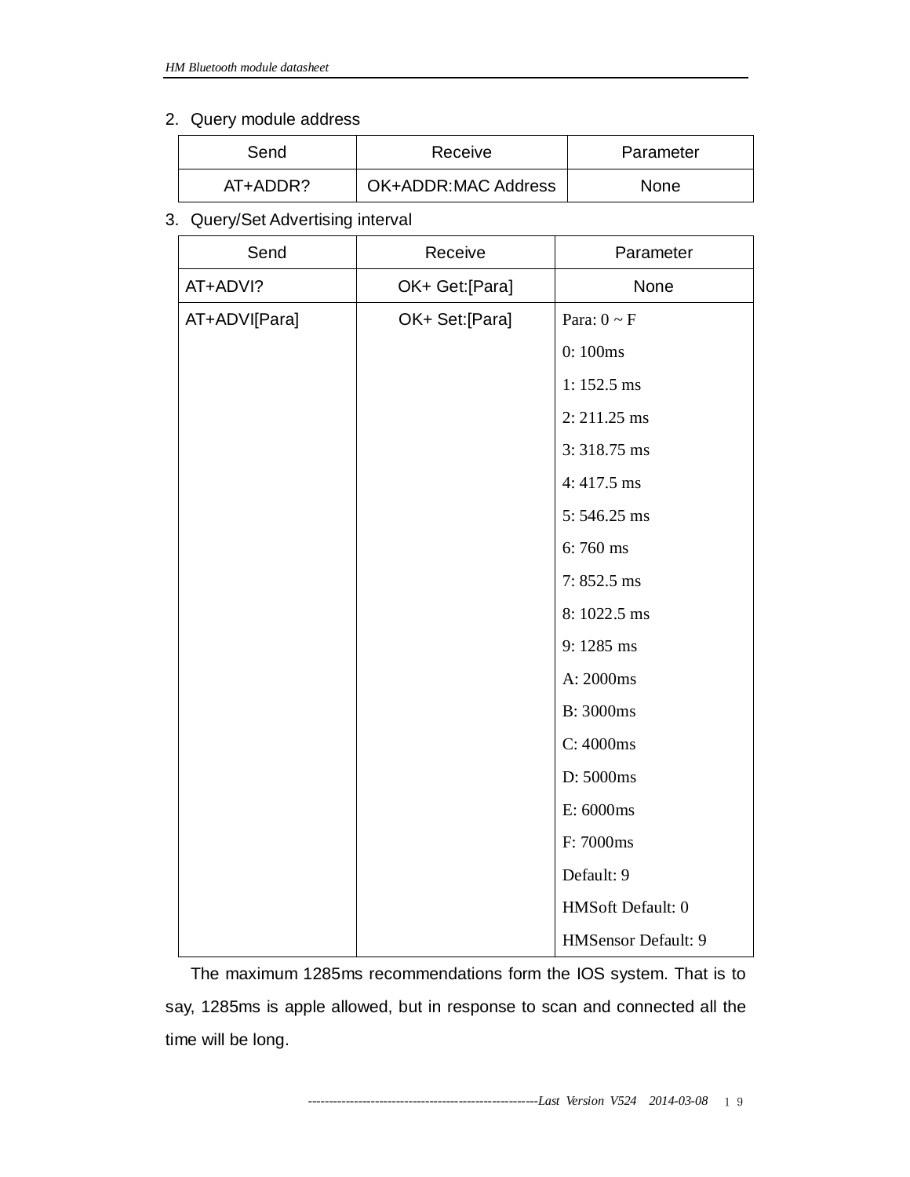2. Query module address

| Send | Receive | Parameter |
| --- | --- | --- |
| AT+ADDR? | OK+ADDR:MAC Address | None |

3. Query/Set Advertising interval

| Send | Receive | Parameter |
| --- | --- | --- |
| AT+ADVI? | OK+ Get:[Para] | None |
| AT+ADVI[Para] | OK+ Set:[Para] | Para: 0 ~ F<br>0: 100ms<br>1: 152.5 ms<br>2: 211.25 ms<br>3: 318.75 ms<br>4: 417.5 ms<br>5: 546.25 ms<br>6: 760 ms<br>7: 852.5 ms<br>8: 1022.5 ms<br>9: 1285 ms<br>A: 2000ms<br>B: 3000ms<br>C: 4000ms<br>D: 5000ms<br>E: 6000ms<br>F: 7000ms<br>Default: 9<br>HMSoft Default: 0<br>HMSensor Default: 9 |

The maximum 1285ms recommendations form the IOS system. That is to say, 1285ms is apple allowed, but in response to scan and connected all the time will be long.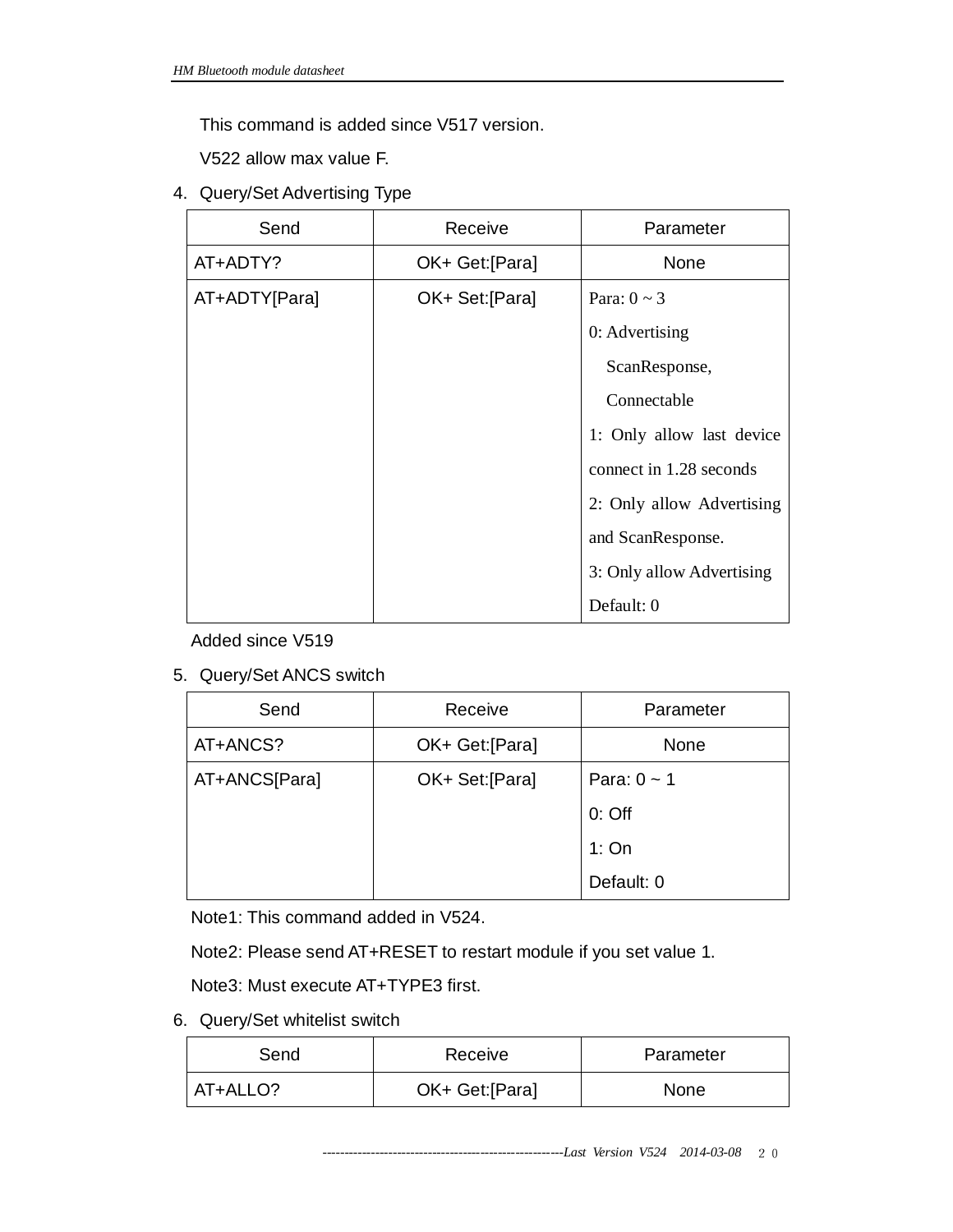This command is added since V517 version.

V522 allow max value F.

4. Query/Set Advertising Type

| Send | Receive | Parameter |
|---|---|---|
| AT+ADTY? | OK+ Get:[Para] | None |
| AT+ADTY[Para] | OK+ Set:[Para] | Para: 0 ~ 3<br>0: Advertising ScanResponse, Connectable<br>1: Only allow last device connect in 1.28 seconds<br>2: Only allow Advertising and ScanResponse.<br>3: Only allow Advertising<br>Default: 0 |

Added since V519

5. Query/Set ANCS switch

| Send | Receive | Parameter |
|---|---|---|
| AT+ANCS? | OK+ Get:[Para] | None |
| AT+ANCS[Para] | OK+ Set:[Para] | Para: 0 ~ 1<br>0: Off<br>1: On<br>Default: 0 |

Note1: This command added in V524.

Note2: Please send AT+RESET to restart module if you set value 1.

Note3: Must execute AT+TYPE3 first.

6. Query/Set whitelist switch

| Send | Receive | Parameter |
|---|---|---|
| AT+ALLO? | OK+ Get:[Para] | None |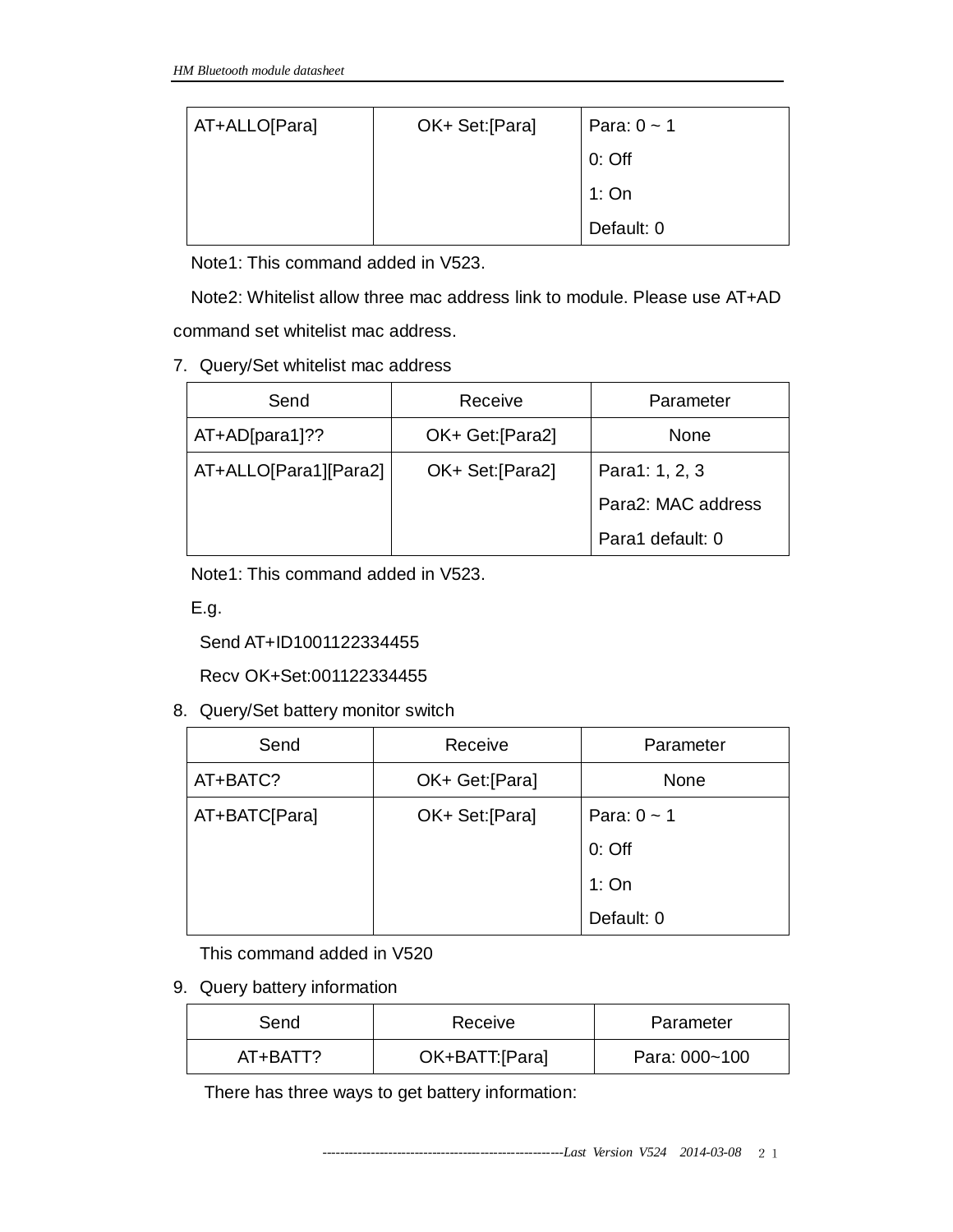| | | |
|---|---|---|
| AT+ALLO[Para] | OK+ Set:[Para] | Para: 0 ~ 1<br>0: Off<br>1: On<br>Default: 0 |

Note1: This command added in V523.

Note2: Whitelist allow three mac address link to module. Please use AT+AD command set whitelist mac address.

7. Query/Set whitelist mac address

| Send | Receive | Parameter |
|---|---|---|
| AT+AD[para1]?? | OK+ Get:[Para2] | None |
| AT+ALLO[Para1][Para2] | OK+ Set:[Para2] | Para1: 1, 2, 3<br>Para2: MAC address<br>Para1 default: 0 |

Note1: This command added in V523.

E.g.

Send AT+ID1001122334455

Recv OK+Set:001122334455

8. Query/Set battery monitor switch

| Send | Receive | Parameter |
|---|---|---|
| AT+BATC? | OK+ Get:[Para] | None |
| AT+BATC[Para] | OK+ Set:[Para] | Para: 0 ~ 1<br>0: Off<br>1: On<br>Default: 0 |

This command added in V520

9. Query battery information

| Send | Receive | Parameter |
|---|---|---|
| AT+BATT? | OK+BATT:[Para] | Para: 000~100 |

There has three ways to get battery information: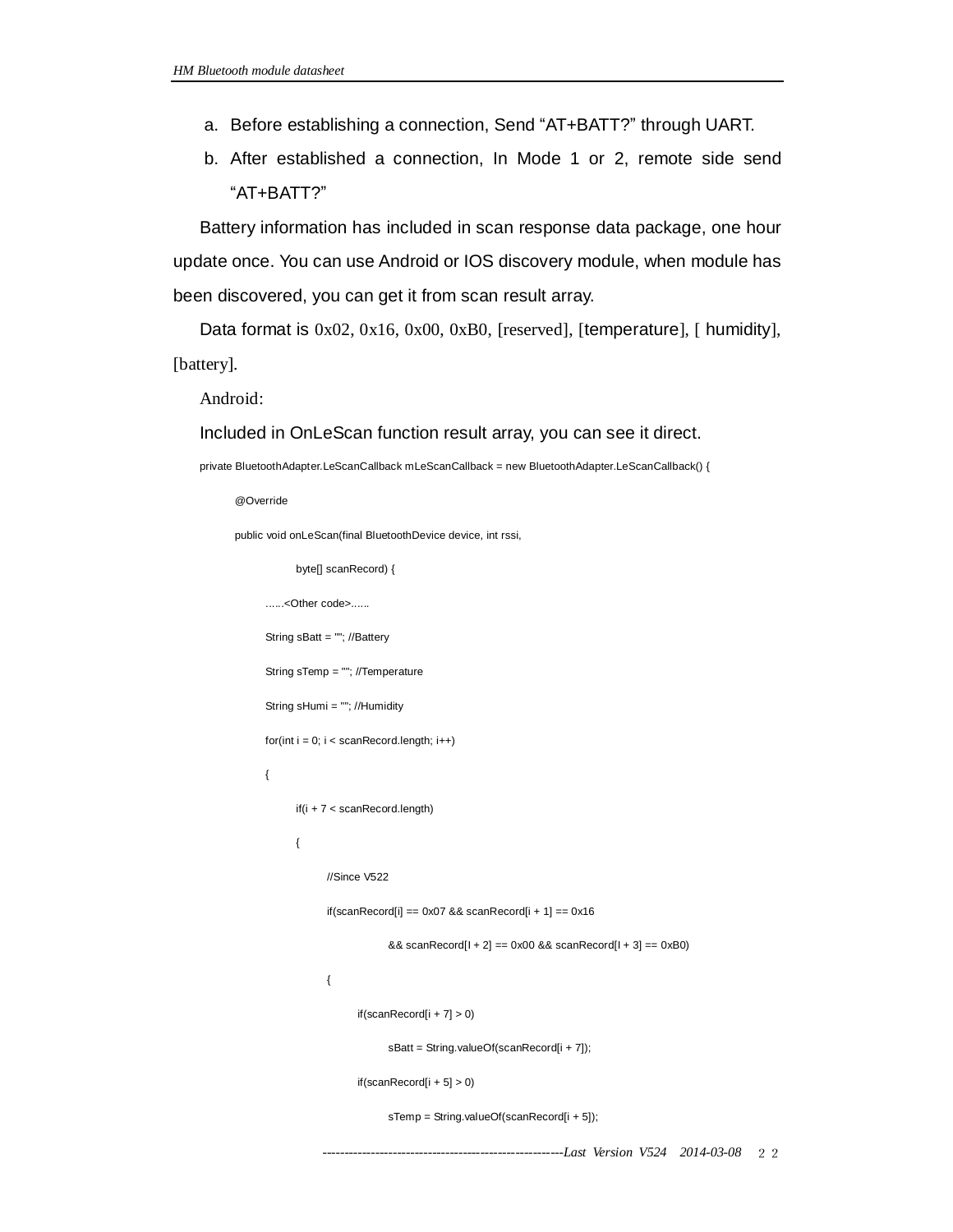a. Before establishing a connection, Send “AT+BATT?” through UART.

b. After established a connection, In Mode 1 or 2, remote side send “AT+BATT?”

Battery information has included in scan response data package, one hour update once. You can use Android or IOS discovery module, when module has been discovered, you can get it from scan result array.

Data format is 0x02, 0x16, 0x00, 0xB0, [reserved], [temperature], [ humidity], [battery].

Android:

Included in OnLeScan function result array, you can see it direct.

```
private BluetoothAdapter.LeScanCallback mLeScanCallback = new BluetoothAdapter.LeScanCallback() {

    @Override

    public void onLeScan(final BluetoothDevice device, int rssi,

            byte[] scanRecord) {

        ......<Other code>......

        String sBatt = ""; //Battery

        String sTemp = ""; //Temperature

        String sHumi = ""; //Humidity

        for(int i = 0; i < scanRecord.length; i++)

        {

            if(i + 7 < scanRecord.length)

            {

                //Since V522

                if(scanRecord[i] == 0x07 && scanRecord[i + 1] == 0x16

                        && scanRecord[I + 2] == 0x00 && scanRecord[I + 3] == 0xB0)

                {

                    if(scanRecord[i + 7] > 0)

                        sBatt = String.valueOf(scanRecord[i + 7]);

                    if(scanRecord[i + 5] > 0)

                        sTemp = String.valueOf(scanRecord[i + 5]);
```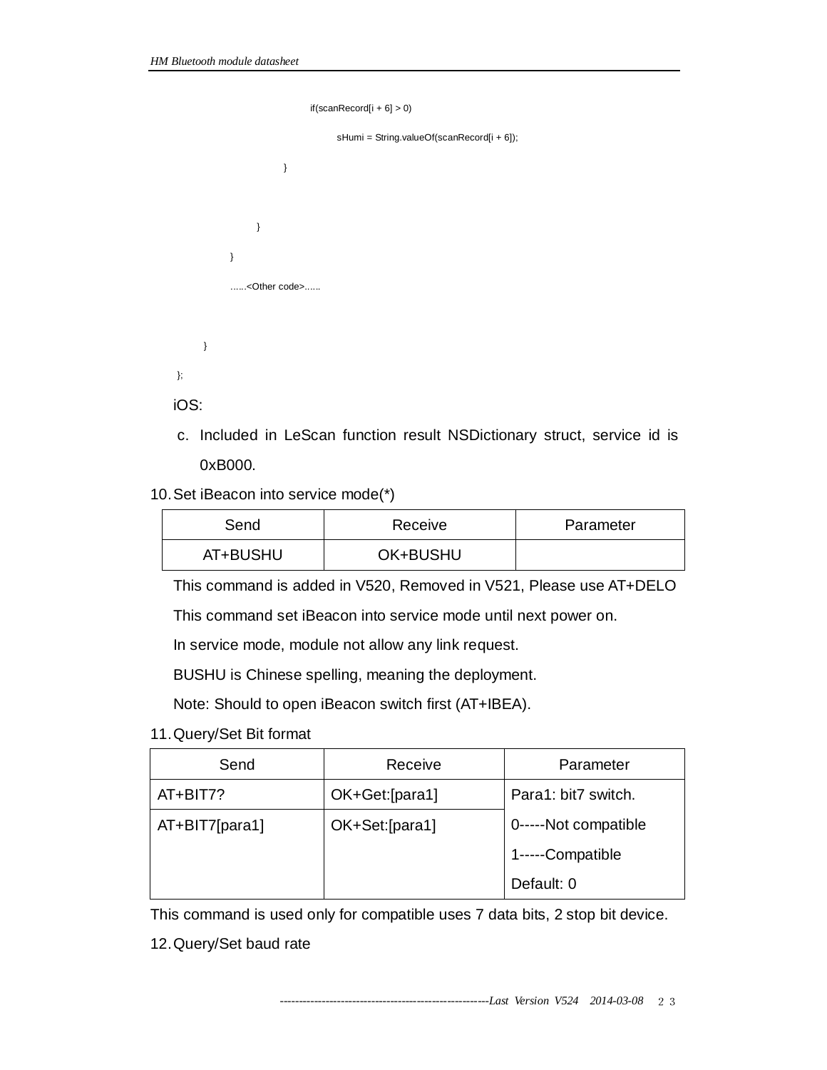```
                    if(scanRecord[i + 6] > 0)
                        sHumi = String.valueOf(scanRecord[i + 6]);
                }


            }
        }
        ......<Other code>......


    }
};
```

iOS:

c. Included in LeScan function result NSDictionary struct, service id is 0xB000.

10. Set iBeacon into service mode(*)

| Send | Receive | Parameter |
|---|---|---|
| AT+BUSHU | OK+BUSHU | |

This command is added in V520, Removed in V521, Please use AT+DELO

This command set iBeacon into service mode until next power on.

In service mode, module not allow any link request.

BUSHU is Chinese spelling, meaning the deployment.

Note: Should to open iBeacon switch first (AT+IBEA).

11. Query/Set Bit format

| Send | Receive | Parameter |
|---|---|---|
| AT+BIT7? | OK+Get:[para1] | Para1: bit7 switch.<br>0-----Not compatible<br>1-----Compatible<br>Default: 0 |
| AT+BIT7[para1] | OK+Set:[para1] | |

This command is used only for compatible uses 7 data bits, 2 stop bit device.

12. Query/Set baud rate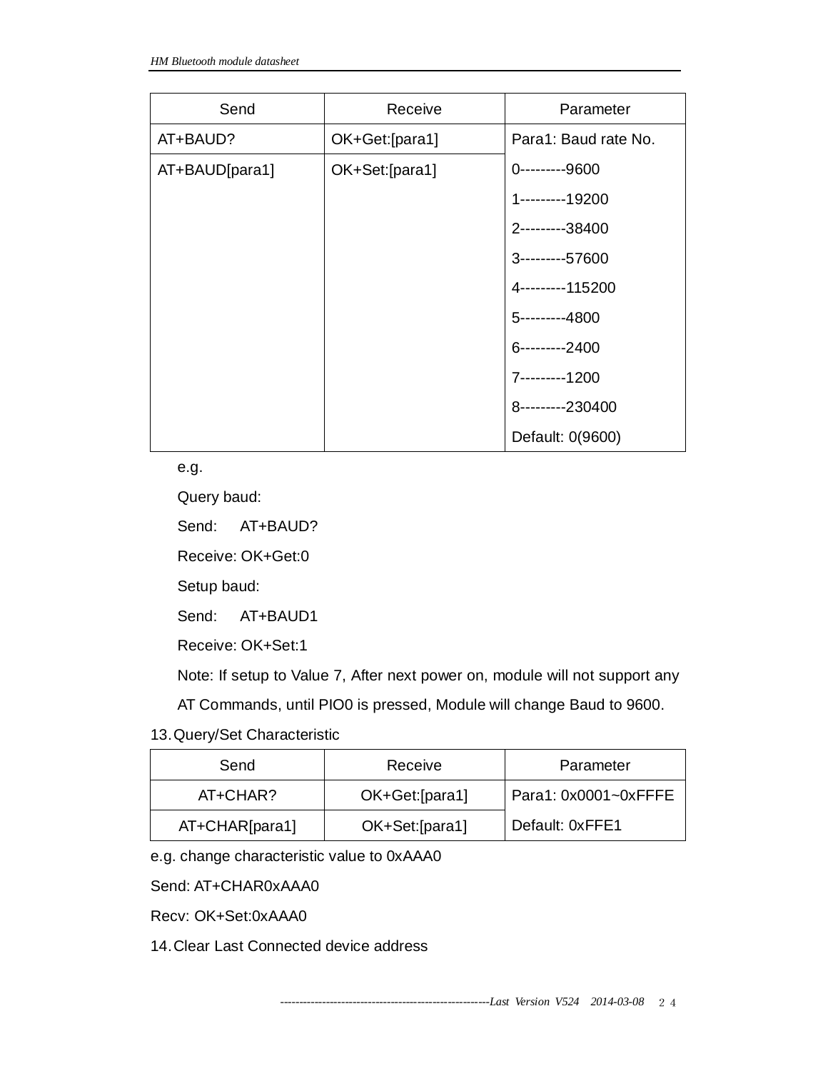| Send | Receive | Parameter |
| --- | --- | --- |
| AT+BAUD? | OK+Get:[para1] | Para1: Baud rate No. |
| AT+BAUD[para1] | OK+Set:[para1] | 0---------9600<br>1---------19200<br>2---------38400<br>3---------57600<br>4---------115200<br>5---------4800<br>6---------2400<br>7---------1200<br>8---------230400<br>Default: 0(9600) |

e.g.

Query baud:

Send: AT+BAUD?

Receive: OK+Get:0

Setup baud:

Send: AT+BAUD1

Receive: OK+Set:1

Note: If setup to Value 7, After next power on, module will not support any AT Commands, until PIO0 is pressed, Module will change Baud to 9600.

13. Query/Set Characteristic

| Send | Receive | Parameter |
| --- | --- | --- |
| AT+CHAR? | OK+Get:[para1] | Para1: 0x0001~0xFFFE |
| AT+CHAR[para1] | OK+Set:[para1] | Default: 0xFFE1 |

e.g. change characteristic value to 0xAAA0

Send: AT+CHAR0xAAA0

Recv: OK+Set:0xAAA0

14. Clear Last Connected device address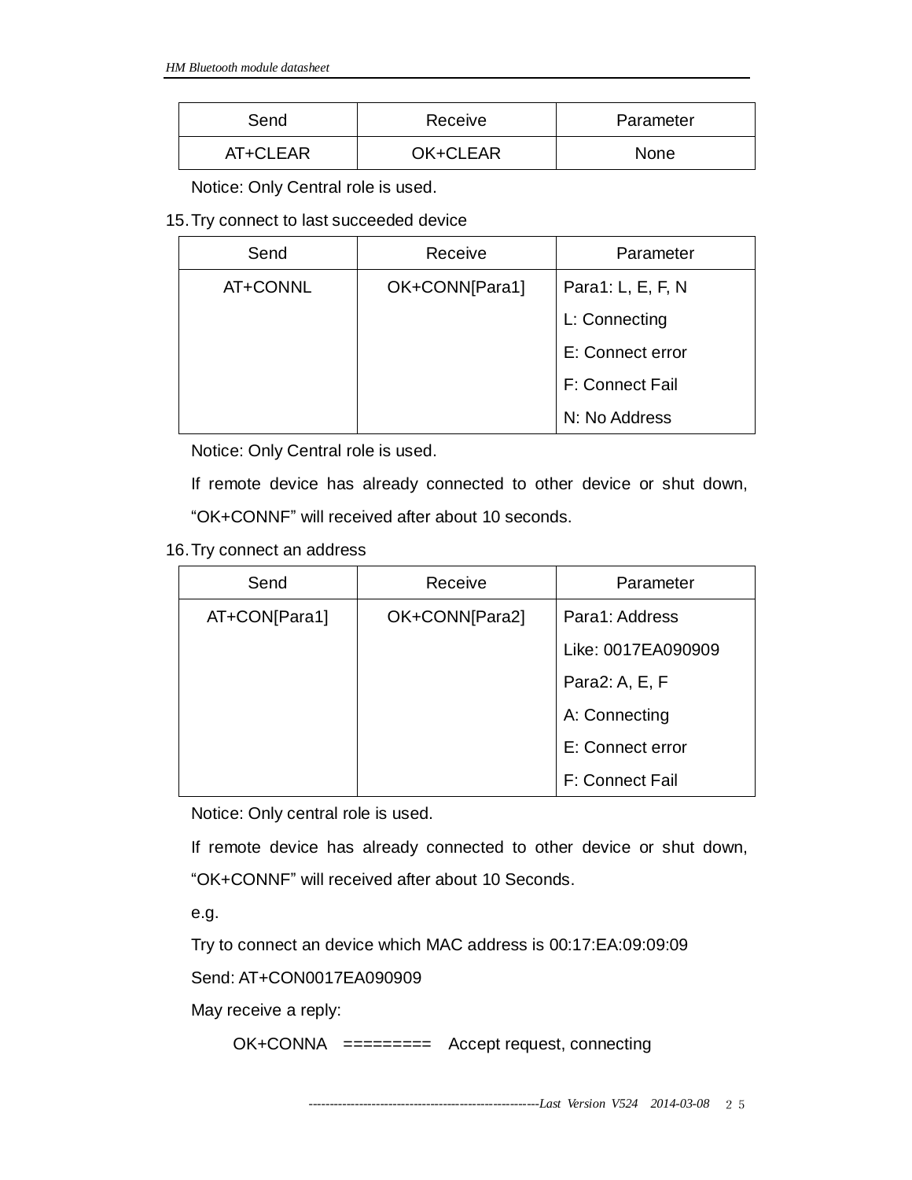| Send | Receive | Parameter |
| --- | --- | --- |
| AT+CLEAR | OK+CLEAR | None |

Notice: Only Central role is used.

15. Try connect to last succeeded device

| Send | Receive | Parameter |
| --- | --- | --- |
| AT+CONNL | OK+CONN[Para1] | Para1: L, E, F, N<br>L: Connecting<br>E: Connect error<br>F: Connect Fail<br>N: No Address |

Notice: Only Central role is used.

If remote device has already connected to other device or shut down, "OK+CONNF" will received after about 10 seconds.

16. Try connect an address

| Send | Receive | Parameter |
| --- | --- | --- |
| AT+CON[Para1] | OK+CONN[Para2] | Para1: Address<br>Like: 0017EA090909<br>Para2: A, E, F<br>A: Connecting<br>E: Connect error<br>F: Connect Fail |

Notice: Only central role is used.

If remote device has already connected to other device or shut down, "OK+CONNF" will received after about 10 Seconds.

e.g.

Try to connect an device which MAC address is 00:17:EA:09:09:09

Send: AT+CON0017EA090909

May receive a reply:

OK+CONNA ========= Accept request, connecting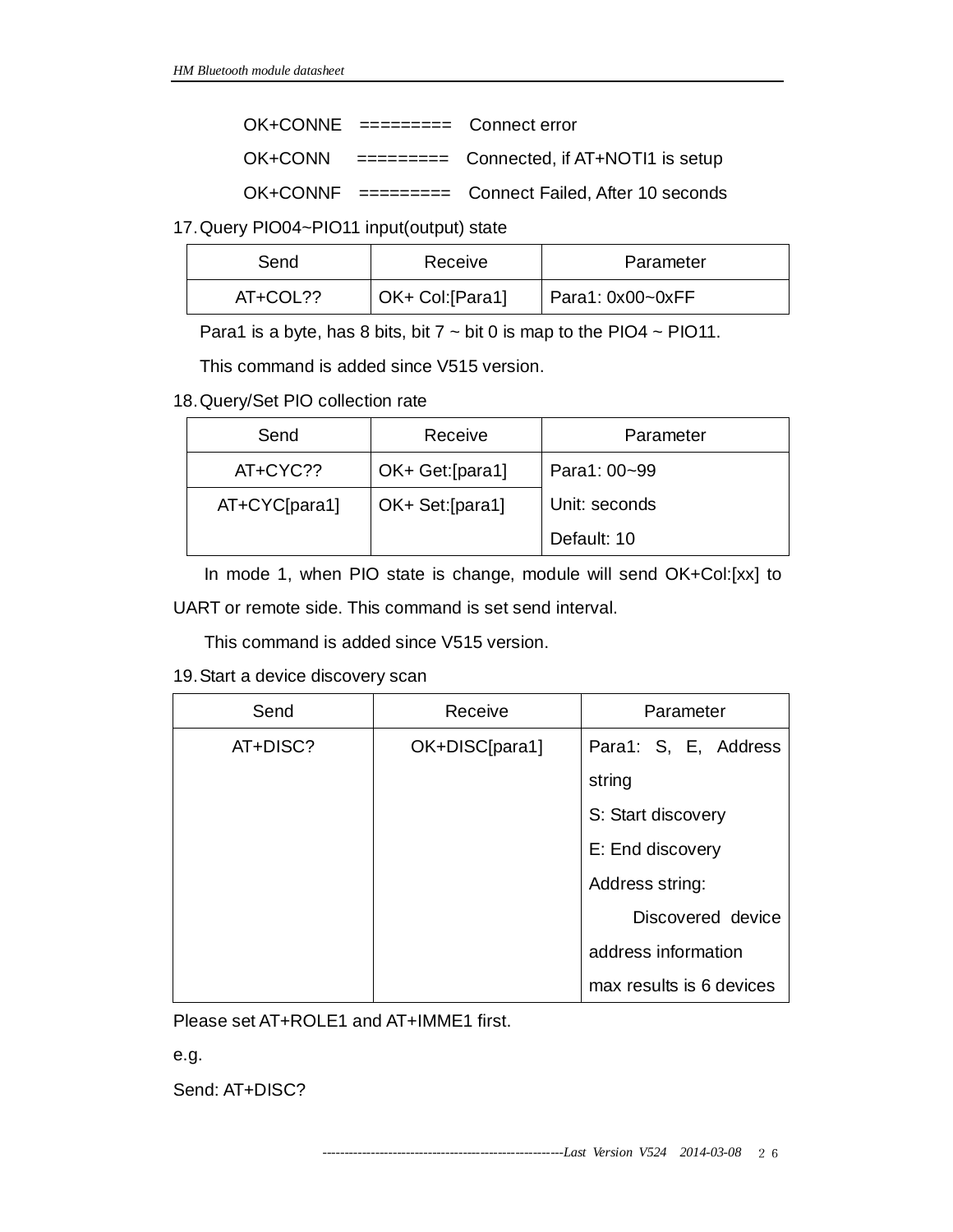OK+CONNE ========= Connect error

OK+CONN ========= Connected, if AT+NOTI1 is setup

OK+CONNF ========= Connect Failed, After 10 seconds

17. Query PIO04~PIO11 input(output) state

| Send | Receive | Parameter |
|---|---|---|
| AT+COL?? | OK+ Col:[Para1] | Para1: 0x00~0xFF |

Para1 is a byte, has 8 bits, bit 7 ~ bit 0 is map to the PIO4 ~ PIO11.

This command is added since V515 version.

18. Query/Set PIO collection rate

| Send | Receive | Parameter |
|---|---|---|
| AT+CYC?? | OK+ Get:[para1] | Para1: 00~99<br>Unit: seconds<br>Default: 10 |
| AT+CYC[para1] | OK+ Set:[para1] | |

In mode 1, when PIO state is change, module will send OK+Col:[xx] to UART or remote side. This command is set send interval.

This command is added since V515 version.

19. Start a device discovery scan

| Send | Receive | Parameter |
|---|---|---|
| AT+DISC? | OK+DISC[para1] | Para1: S, E, Address string<br>S: Start discovery<br>E: End discovery<br>Address string:<br>Discovered device address information<br>max results is 6 devices |

Please set AT+ROLE1 and AT+IMME1 first.

e.g.

Send: AT+DISC?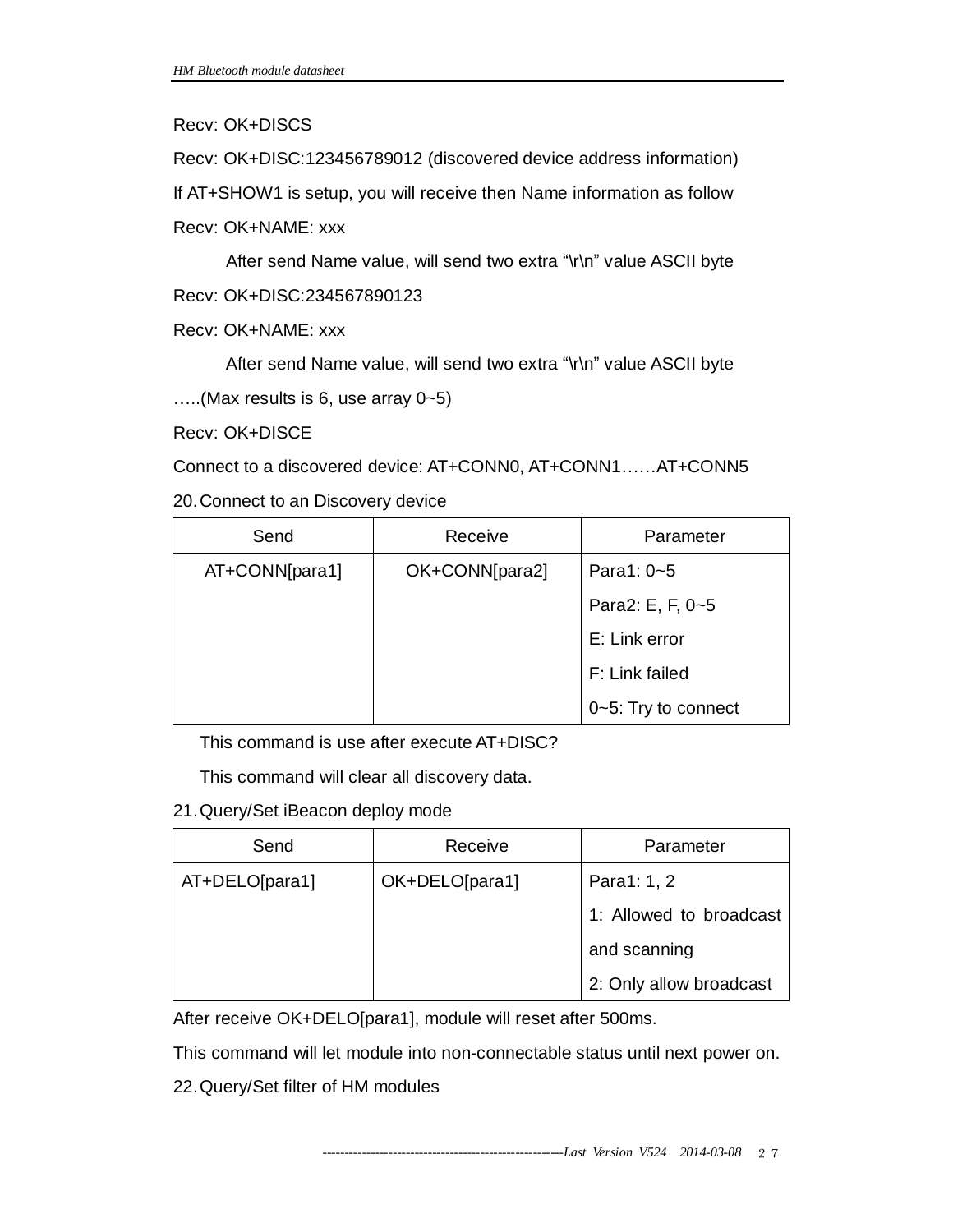Recv: OK+DISCS

Recv: OK+DISC:123456789012 (discovered device address information)

If AT+SHOW1 is setup, you will receive then Name information as follow

Recv: OK+NAME: xxx

After send Name value, will send two extra “\r\n” value ASCII byte

Recv: OK+DISC:234567890123

Recv: OK+NAME: xxx

After send Name value, will send two extra “\r\n” value ASCII byte

…..(Max results is 6, use array 0~5)

Recv: OK+DISCE

Connect to a discovered device: AT+CONN0, AT+CONN1……AT+CONN5

20. Connect to an Discovery device

| Send | Receive | Parameter |
| --- | --- | --- |
| AT+CONN[para1] | OK+CONN[para2] | Para1: 0~5<br>Para2: E, F, 0~5<br>E: Link error<br>F: Link failed<br>0~5: Try to connect |

This command is use after execute AT+DISC?

This command will clear all discovery data.

21. Query/Set iBeacon deploy mode

| Send | Receive | Parameter |
| --- | --- | --- |
| AT+DELO[para1] | OK+DELO[para1] | Para1: 1, 2<br>1: Allowed to broadcast and scanning<br>2: Only allow broadcast |

After receive OK+DELO[para1], module will reset after 500ms.

This command will let module into non-connectable status until next power on.

22. Query/Set filter of HM modules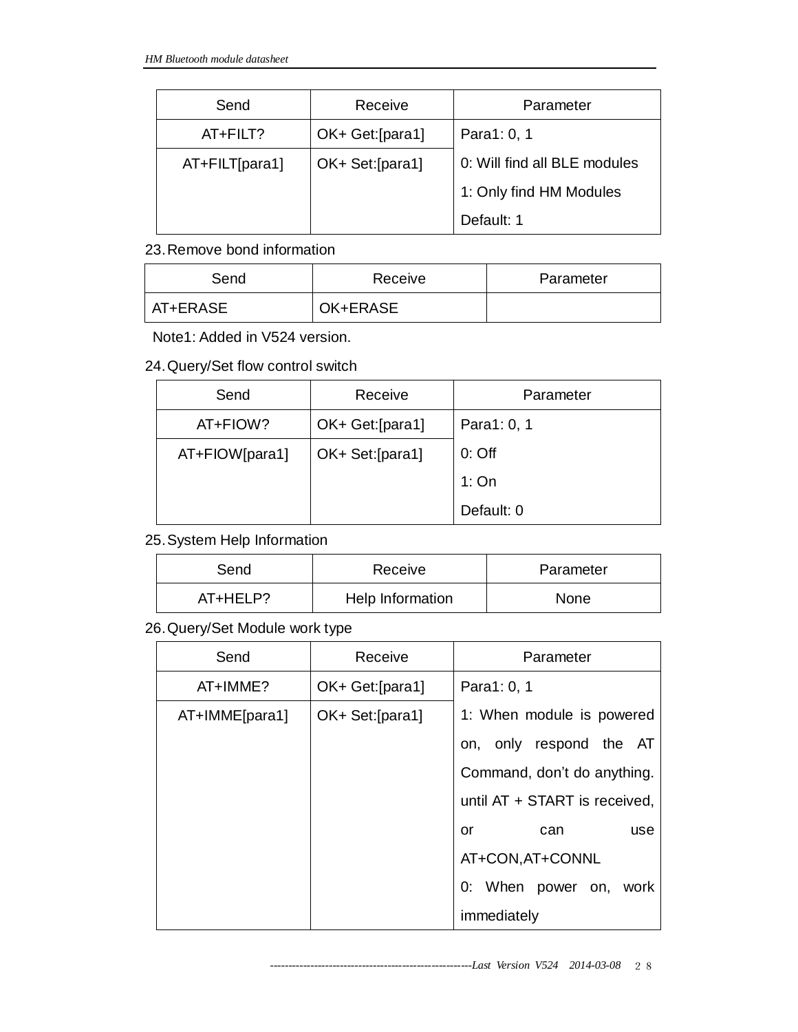| Send | Receive | Parameter |
|---|---|---|
| AT+FILT? | OK+ Get:[para1] | Para1: 0, 1<br>0: Will find all BLE modules<br>1: Only find HM Modules<br>Default: 1 |
| AT+FILT[para1] | OK+ Set:[para1] | |

23. Remove bond information

| Send | Receive | Parameter |
|---|---|---|
| AT+ERASE | OK+ERASE | |

Note1: Added in V524 version.

24. Query/Set flow control switch

| Send | Receive | Parameter |
|---|---|---|
| AT+FIOW? | OK+ Get:[para1] | Para1: 0, 1<br>0: Off<br>1: On<br>Default: 0 |
| AT+FIOW[para1] | OK+ Set:[para1] | |

25. System Help Information

| Send | Receive | Parameter |
|---|---|---|
| AT+HELP? | Help Information | None |

26. Query/Set Module work type

| Send | Receive | Parameter |
|---|---|---|
| AT+IMME? | OK+ Get:[para1] | Para1: 0, 1<br>1: When module is powered on, only respond the AT Command, don't do anything. until AT + START is received, or can use AT+CON,AT+CONNL<br>0: When power on, work immediately |
| AT+IMME[para1] | OK+ Set:[para1] | |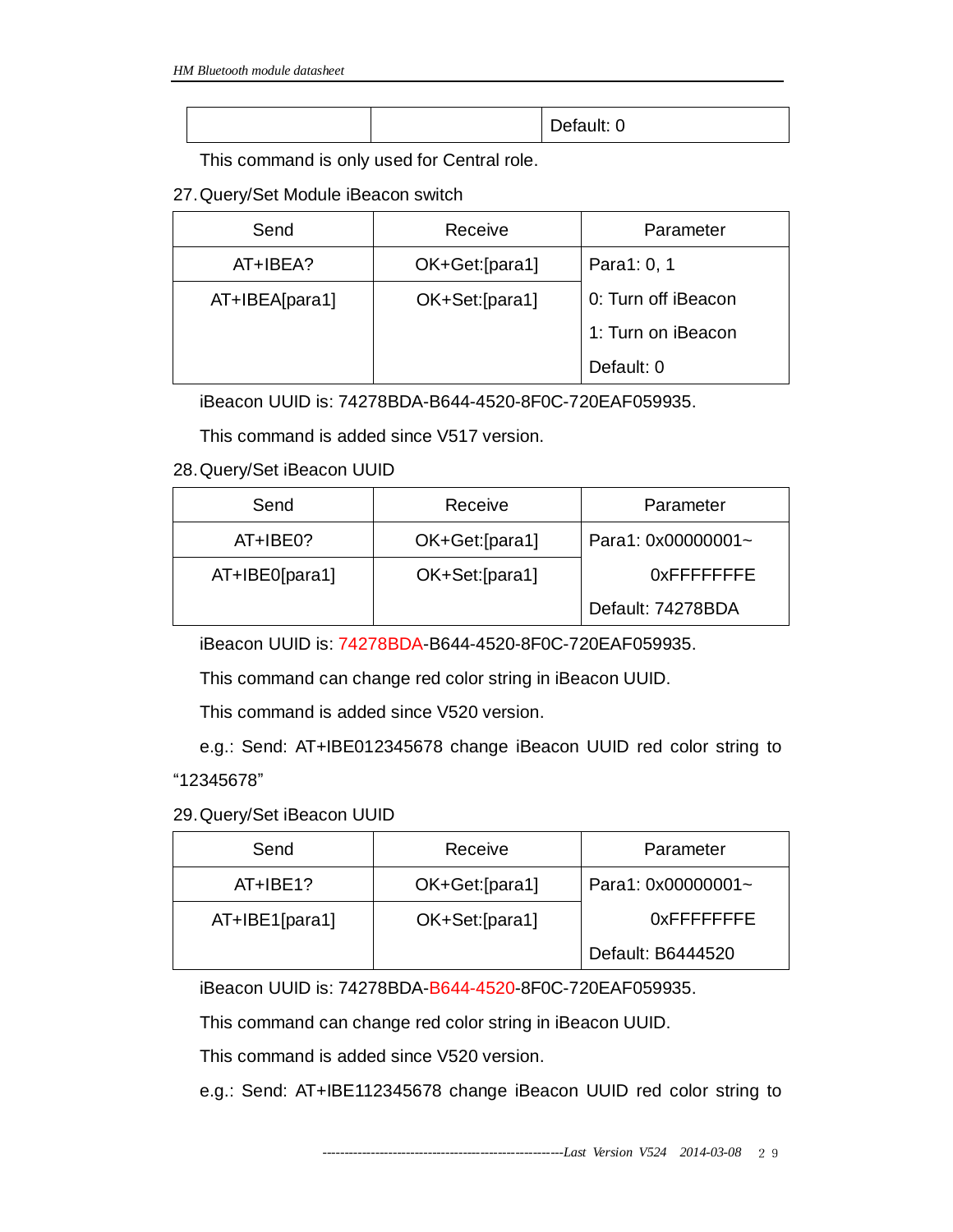| | | |
|---|---|---|
| | | Default: 0 |

This command is only used for Central role.

27. Query/Set Module iBeacon switch

| Send | Receive | Parameter |
|---|---|---|
| AT+IBEA? | OK+Get:[para1] | Para1: 0, 1 |
| AT+IBEA[para1] | OK+Set:[para1] | 0: Turn off iBeacon<br>1: Turn on iBeacon<br>Default: 0 |

iBeacon UUID is: 74278BDA-B644-4520-8F0C-720EAF059935.

This command is added since V517 version.

28. Query/Set iBeacon UUID

| Send | Receive | Parameter |
|---|---|---|
| AT+IBE0? | OK+Get:[para1] | Para1: 0x00000001~ |
| AT+IBE0[para1] | OK+Set:[para1] | 0xFFFFFFFE<br>Default: 74278BDA |

iBeacon UUID is: 74278BDA-B644-4520-8F0C-720EAF059935.

This command can change red color string in iBeacon UUID.

This command is added since V520 version.

e.g.: Send: AT+IBE012345678 change iBeacon UUID red color string to "12345678"

29. Query/Set iBeacon UUID

| Send | Receive | Parameter |
|---|---|---|
| AT+IBE1? | OK+Get:[para1] | Para1: 0x00000001~ |
| AT+IBE1[para1] | OK+Set:[para1] | 0xFFFFFFFE<br>Default: B6444520 |

iBeacon UUID is: 74278BDA-B644-4520-8F0C-720EAF059935.

This command can change red color string in iBeacon UUID.

This command is added since V520 version.

e.g.: Send: AT+IBE112345678 change iBeacon UUID red color string to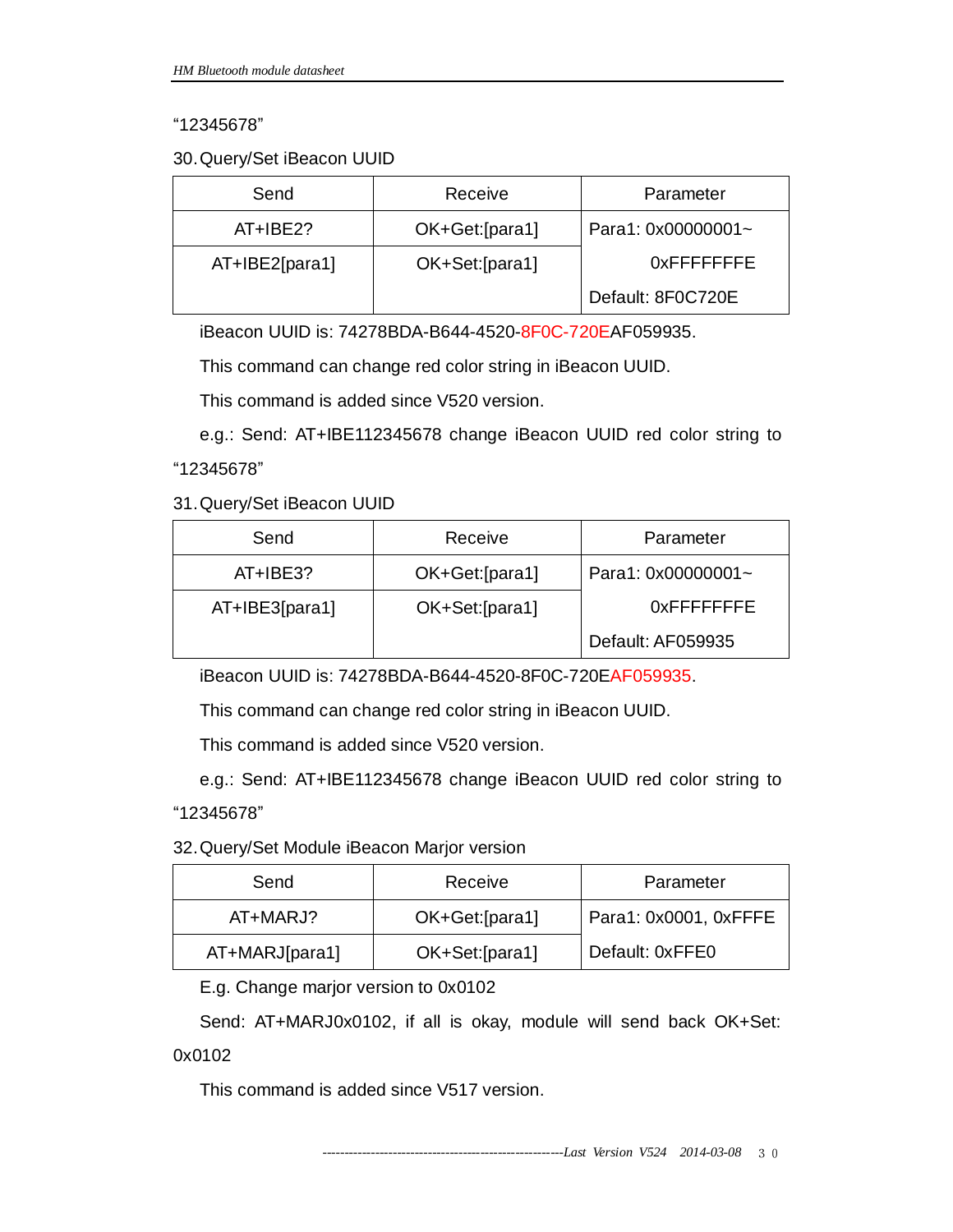"12345678"

30. Query/Set iBeacon UUID

| Send | Receive | Parameter |
|---|---|---|
| AT+IBE2? | OK+Get:[para1] | Para1: 0x00000001~ 0xFFFFFFFE |
| AT+IBE2[para1] | OK+Set:[para1] | Default: 8F0C720E |

iBeacon UUID is: 74278BDA-B644-4520-8F0C-720EAF059935.

This command can change red color string in iBeacon UUID.

This command is added since V520 version.

e.g.: Send: AT+IBE112345678 change iBeacon UUID red color string to "12345678"

31. Query/Set iBeacon UUID

| Send | Receive | Parameter |
|---|---|---|
| AT+IBE3? | OK+Get:[para1] | Para1: 0x00000001~ 0xFFFFFFFE |
| AT+IBE3[para1] | OK+Set:[para1] | Default: AF059935 |

iBeacon UUID is: 74278BDA-B644-4520-8F0C-720EAF059935.

This command can change red color string in iBeacon UUID.

This command is added since V520 version.

e.g.: Send: AT+IBE112345678 change iBeacon UUID red color string to "12345678"

32. Query/Set Module iBeacon Marjor version

| Send | Receive | Parameter |
|---|---|---|
| AT+MARJ? | OK+Get:[para1] | Para1: 0x0001, 0xFFFE |
| AT+MARJ[para1] | OK+Set:[para1] | Default: 0xFFE0 |

E.g. Change marjor version to 0x0102

Send: AT+MARJ0x0102, if all is okay, module will send back OK+Set: 0x0102

This command is added since V517 version.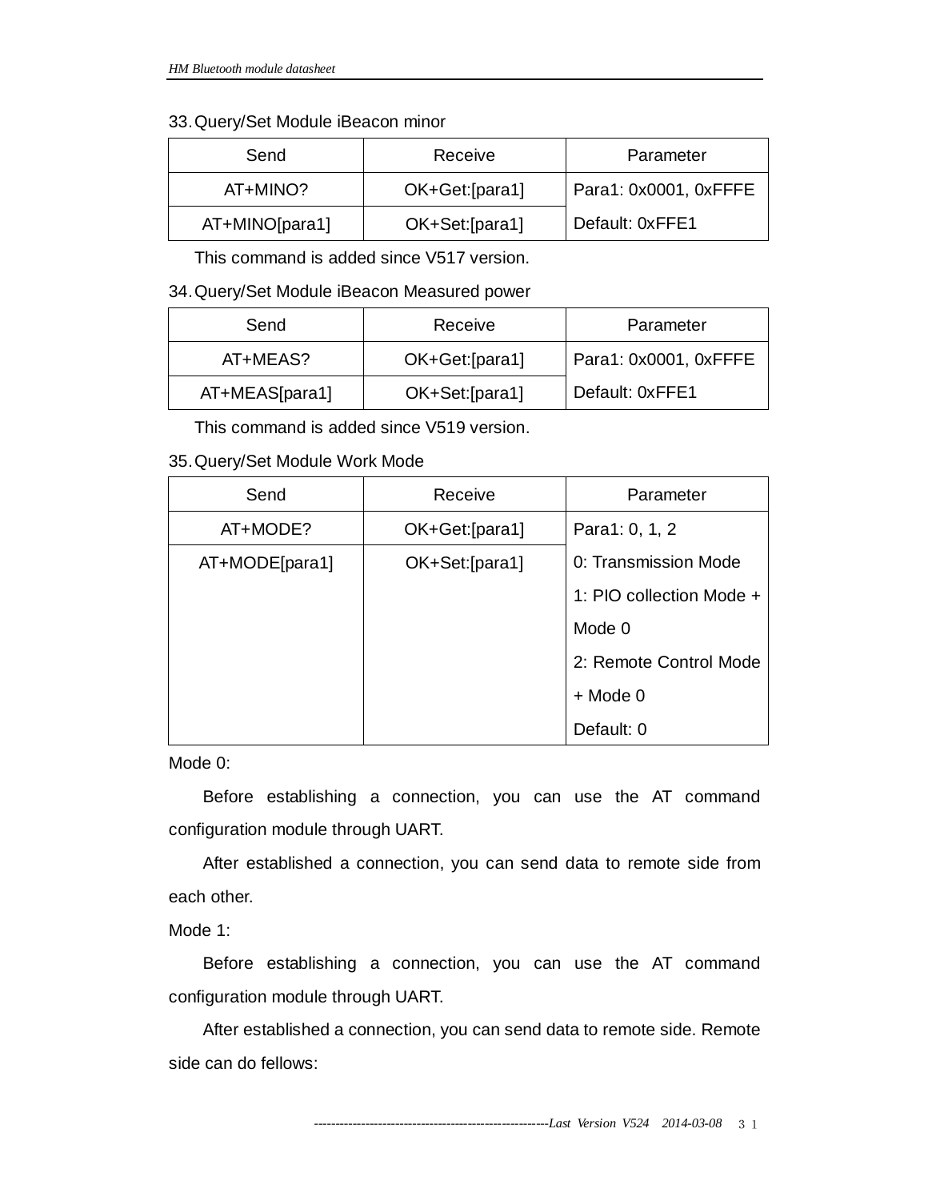33. Query/Set Module iBeacon minor

| Send | Receive | Parameter |
|---|---|---|
| AT+MINO? | OK+Get:[para1] | Para1: 0x0001, 0xFFFE |
| AT+MINO[para1] | OK+Set:[para1] | Default: 0xFFE1 |

This command is added since V517 version.

34. Query/Set Module iBeacon Measured power

| Send | Receive | Parameter |
|---|---|---|
| AT+MEAS? | OK+Get:[para1] | Para1: 0x0001, 0xFFFE |
| AT+MEAS[para1] | OK+Set:[para1] | Default: 0xFFE1 |

This command is added since V519 version.

35. Query/Set Module Work Mode

| Send | Receive | Parameter |
|---|---|---|
| AT+MODE? | OK+Get:[para1] | Para1: 0, 1, 2 |
| AT+MODE[para1] | OK+Set:[para1] | 0: Transmission Mode<br>1: PIO collection Mode + Mode 0<br>2: Remote Control Mode + Mode 0<br>Default: 0 |

Mode 0:

Before establishing a connection, you can use the AT command configuration module through UART.

After established a connection, you can send data to remote side from each other.

Mode 1:

Before establishing a connection, you can use the AT command configuration module through UART.

After established a connection, you can send data to remote side. Remote side can do fellows: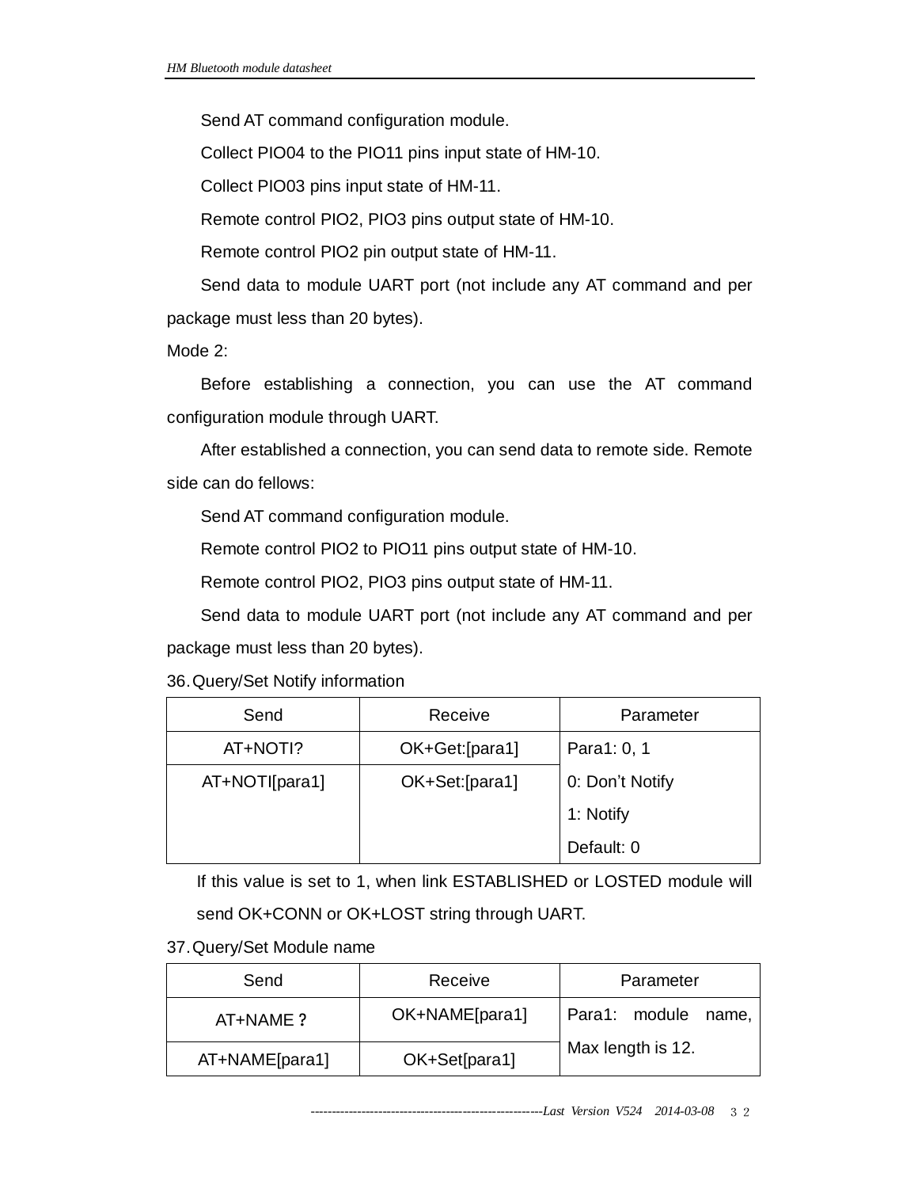Send AT command configuration module.

Collect PIO04 to the PIO11 pins input state of HM-10.

Collect PIO03 pins input state of HM-11.

Remote control PIO2, PIO3 pins output state of HM-10.

Remote control PIO2 pin output state of HM-11.

Send data to module UART port (not include any AT command and per package must less than 20 bytes).

Mode 2:

Before establishing a connection, you can use the AT command configuration module through UART.

After established a connection, you can send data to remote side. Remote side can do fellows:

Send AT command configuration module.

Remote control PIO2 to PIO11 pins output state of HM-10.

Remote control PIO2, PIO3 pins output state of HM-11.

Send data to module UART port (not include any AT command and per package must less than 20 bytes).

36. Query/Set Notify information

| Send | Receive | Parameter |
|---|---|---|
| AT+NOTI? | OK+Get:[para1] | Para1: 0, 1<br>0: Don't Notify<br>1: Notify<br>Default: 0 |
| AT+NOTI[para1] | OK+Set:[para1] | |

If this value is set to 1, when link ESTABLISHED or LOSTED module will send OK+CONN or OK+LOST string through UART.

37. Query/Set Module name

| Send | Receive | Parameter |
|---|---|---|
| AT+NAME？ | OK+NAME[para1] | Para1: module name, Max length is 12. |
| AT+NAME[para1] | OK+Set[para1] | |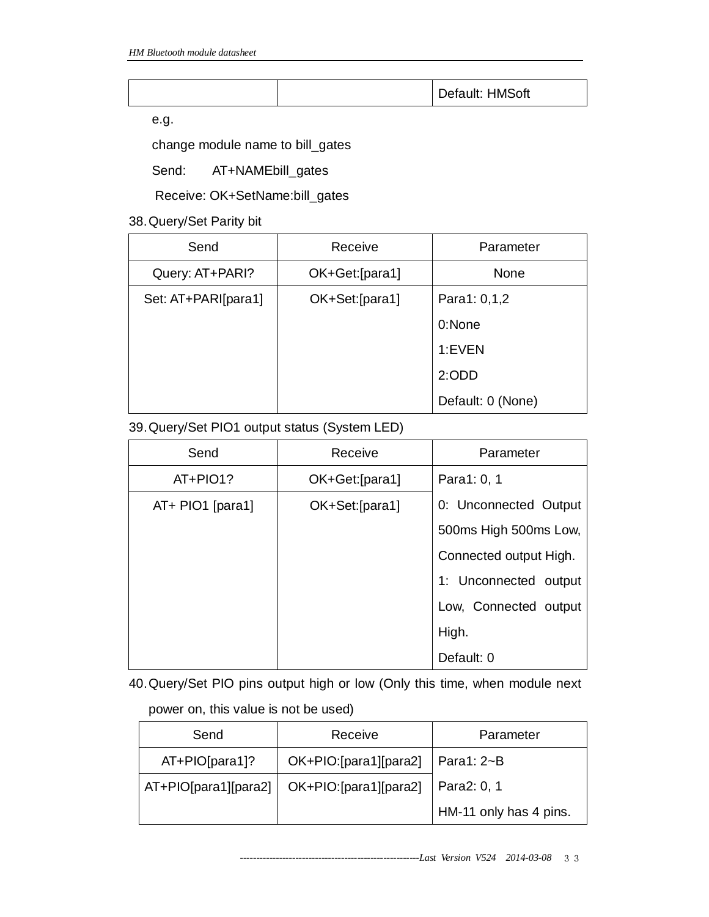| | | |
|---|---|---|
| | | Default: HMSoft |

e.g.

change module name to bill_gates

Send: AT+NAMEbill_gates

Receive: OK+SetName:bill_gates

38. Query/Set Parity bit

| Send | Receive | Parameter |
|---|---|---|
| Query: AT+PARI? | OK+Get:[para1] | None |
| Set: AT+PARI[para1] | OK+Set:[para1] | Para1: 0,1,2<br>0:None<br>1:EVEN<br>2:ODD<br>Default: 0 (None) |

39. Query/Set PIO1 output status (System LED)

| Send | Receive | Parameter |
|---|---|---|
| AT+PIO1? | OK+Get:[para1] | Para1: 0, 1<br>0: Unconnected Output 500ms High 500ms Low, Connected output High.<br>1: Unconnected output Low, Connected output High.<br>Default: 0 |
| AT+ PIO1 [para1] | OK+Set:[para1] | |

40. Query/Set PIO pins output high or low (Only this time, when module next power on, this value is not be used)

| Send | Receive | Parameter |
|---|---|---|
| AT+PIO[para1]? | OK+PIO:[para1][para2] | Para1: 2~B<br>Para2: 0, 1<br>HM-11 only has 4 pins. |
| AT+PIO[para1][para2] | OK+PIO:[para1][para2] | |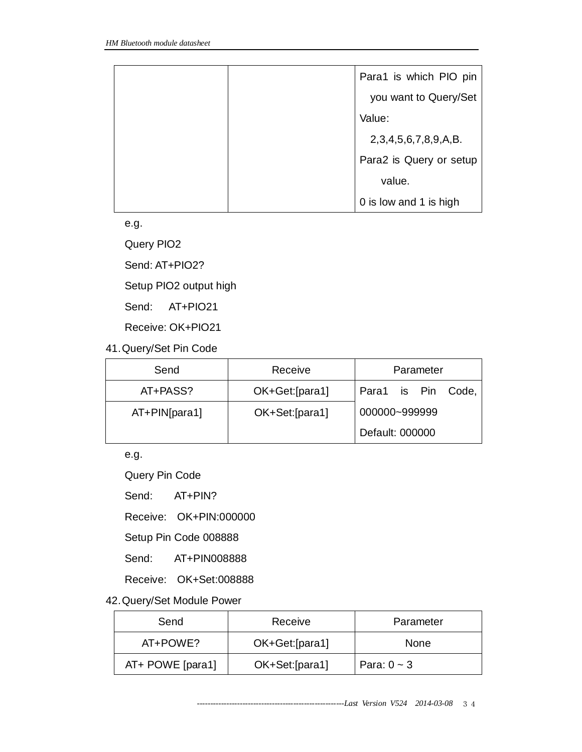| | | |
|---|---|---|
| | | Para1 is which PIO pin you want to Query/Set<br>Value: 2,3,4,5,6,7,8,9,A,B.<br>Para2 is Query or setup value.<br>0 is low and 1 is high |

e.g.

Query PIO2

Send: AT+PIO2?

Setup PIO2 output high

Send: AT+PIO21

Receive: OK+PIO21

41. Query/Set Pin Code

| Send | Receive | Parameter |
|---|---|---|
| AT+PASS? | OK+Get:[para1] | Para1 is Pin Code, 000000~999999<br>Default: 000000 |
| AT+PIN[para1] | OK+Set:[para1] | |

e.g.

Query Pin Code

Send: AT+PIN?

Receive: OK+PIN:000000

Setup Pin Code 008888

Send: AT+PIN008888

Receive: OK+Set:008888

42. Query/Set Module Power

| Send | Receive | Parameter |
|---|---|---|
| AT+POWE? | OK+Get:[para1] | None |
| AT+ POWE [para1] | OK+Set:[para1] | Para: 0 ~ 3 |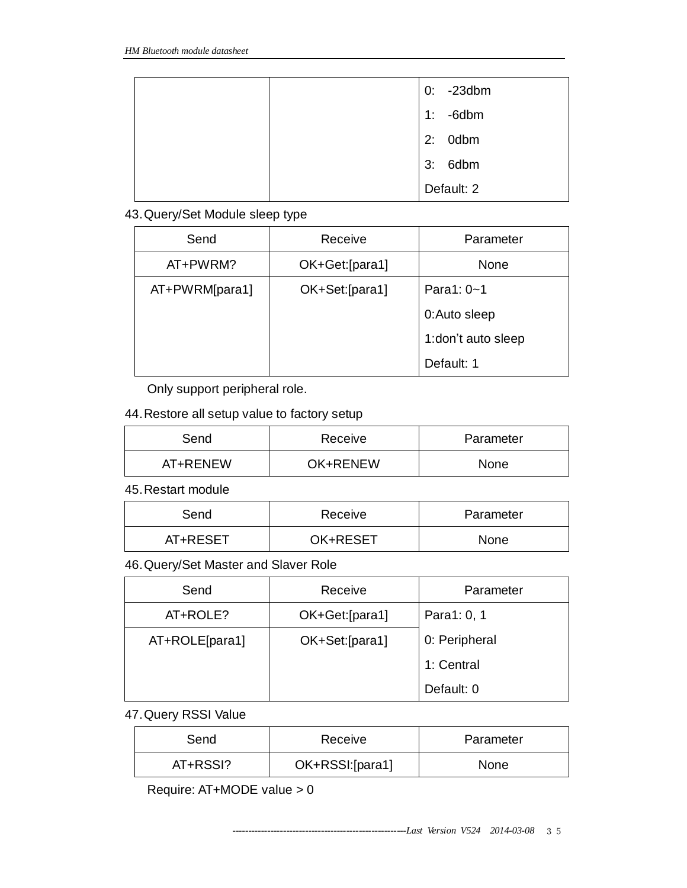| | | |
|---|---|---|
| | | 0: -23dbm<br>1: -6dbm<br>2: 0dbm<br>3: 6dbm<br>Default: 2 |

43. Query/Set Module sleep type

| Send | Receive | Parameter |
|---|---|---|
| AT+PWRM? | OK+Get:[para1] | None |
| AT+PWRM[para1] | OK+Set:[para1] | Para1: 0~1<br>0:Auto sleep<br>1:don't auto sleep<br>Default: 1 |

Only support peripheral role.

44. Restore all setup value to factory setup

| Send | Receive | Parameter |
|---|---|---|
| AT+RENEW | OK+RENEW | None |

45. Restart module

| Send | Receive | Parameter |
|---|---|---|
| AT+RESET | OK+RESET | None |

46. Query/Set Master and Slaver Role

| Send | Receive | Parameter |
|---|---|---|
| AT+ROLE? | OK+Get:[para1] | Para1: 0, 1<br>0: Peripheral<br>1: Central<br>Default: 0 |
| AT+ROLE[para1] | OK+Set:[para1] | |

47. Query RSSI Value

| Send | Receive | Parameter |
|---|---|---|
| AT+RSSI? | OK+RSSI:[para1] | None |

Require: AT+MODE value > 0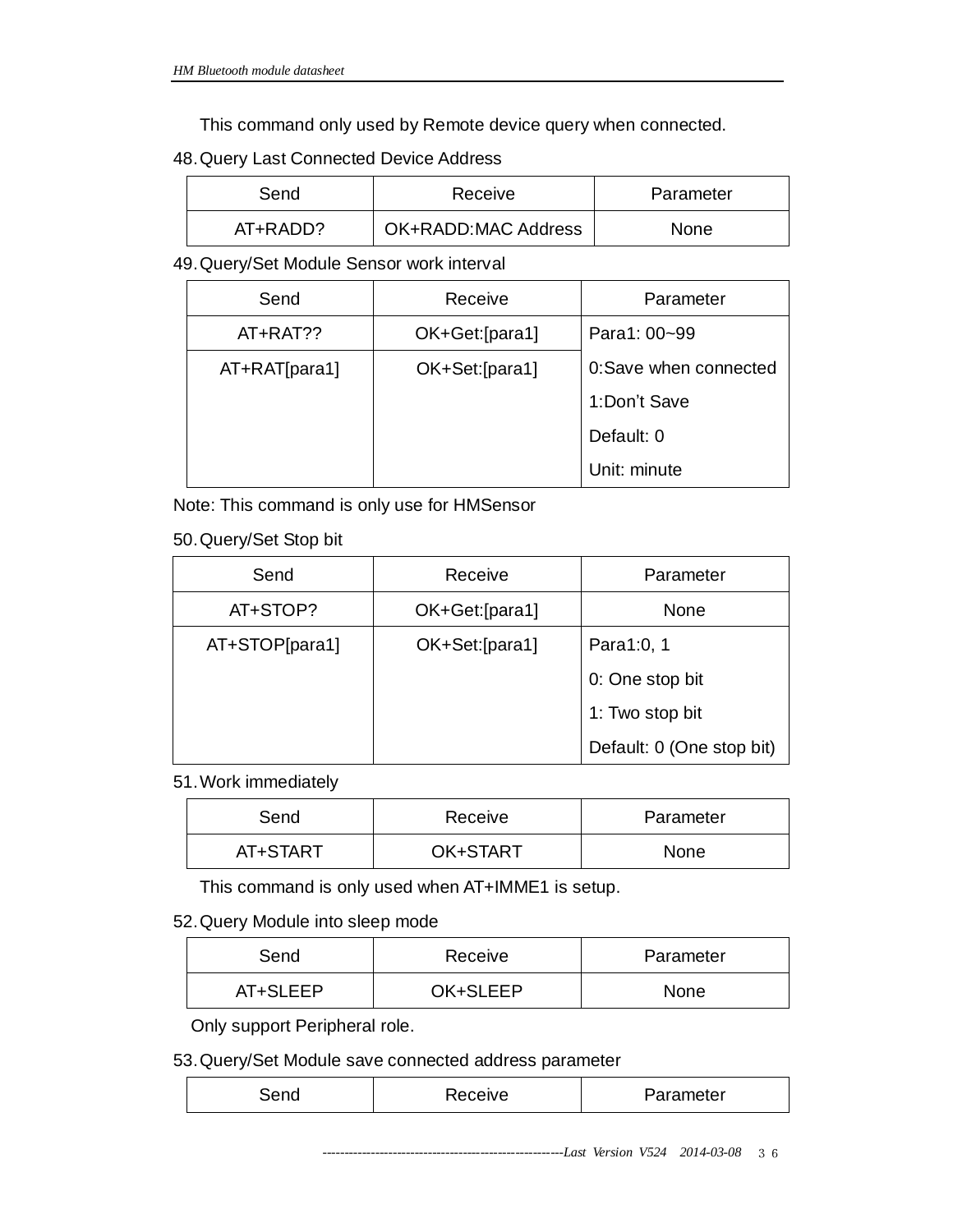This command only used by Remote device query when connected.

48. Query Last Connected Device Address

| Send | Receive | Parameter |
|---|---|---|
| AT+RADD? | OK+RADD:MAC Address | None |

49. Query/Set Module Sensor work interval

| Send | Receive | Parameter |
|---|---|---|
| AT+RAT?? | OK+Get:[para1] | Para1: 00~99 |
| AT+RAT[para1] | OK+Set:[para1] | 0:Save when connected<br>1:Don't Save<br>Default: 0<br>Unit: minute |

Note: This command is only use for HMSensor

50. Query/Set Stop bit

| Send | Receive | Parameter |
|---|---|---|
| AT+STOP? | OK+Get:[para1] | None |
| AT+STOP[para1] | OK+Set:[para1] | Para1:0, 1<br>0: One stop bit<br>1: Two stop bit<br>Default: 0 (One stop bit) |

51. Work immediately

| Send | Receive | Parameter |
|---|---|---|
| AT+START | OK+START | None |

This command is only used when AT+IMME1 is setup.

52. Query Module into sleep mode

| Send | Receive | Parameter |
|---|---|---|
| AT+SLEEP | OK+SLEEP | None |

Only support Peripheral role.

53. Query/Set Module save connected address parameter

| Send | Receive | Parameter |
|---|---|---|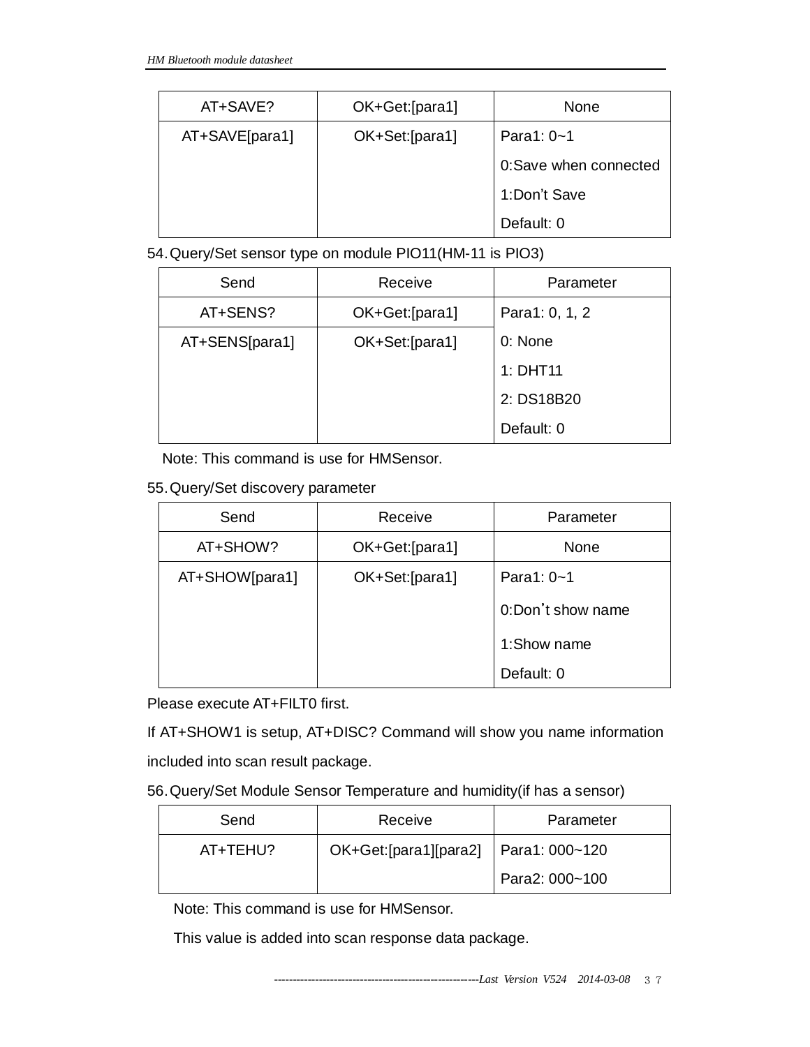| | | |
|---|---|---|
| AT+SAVE? | OK+Get:[para1] | None |
| AT+SAVE[para1] | OK+Set:[para1] | Para1: 0~1<br>0:Save when connected<br>1:Don’t Save<br>Default: 0 |

54. Query/Set sensor type on module PIO11(HM-11 is PIO3)

| Send | Receive | Parameter |
|---|---|---|
| AT+SENS? | OK+Get:[para1] | Para1: 0, 1, 2<br>0: None<br>1: DHT11<br>2: DS18B20<br>Default: 0 |
| AT+SENS[para1] | OK+Set:[para1] | |

Note: This command is use for HMSensor.

55. Query/Set discovery parameter

| Send | Receive | Parameter |
|---|---|---|
| AT+SHOW? | OK+Get:[para1] | None |
| AT+SHOW[para1] | OK+Set:[para1] | Para1: 0~1<br>0:Don’t show name<br>1:Show name<br>Default: 0 |

Please execute AT+FILT0 first.

If AT+SHOW1 is setup, AT+DISC? Command will show you name information included into scan result package.

56. Query/Set Module Sensor Temperature and humidity(if has a sensor)

| Send | Receive | Parameter |
|---|---|---|
| AT+TEHU? | OK+Get:[para1][para2] | Para1: 000~120<br>Para2: 000~100 |

Note: This command is use for HMSensor.

This value is added into scan response data package.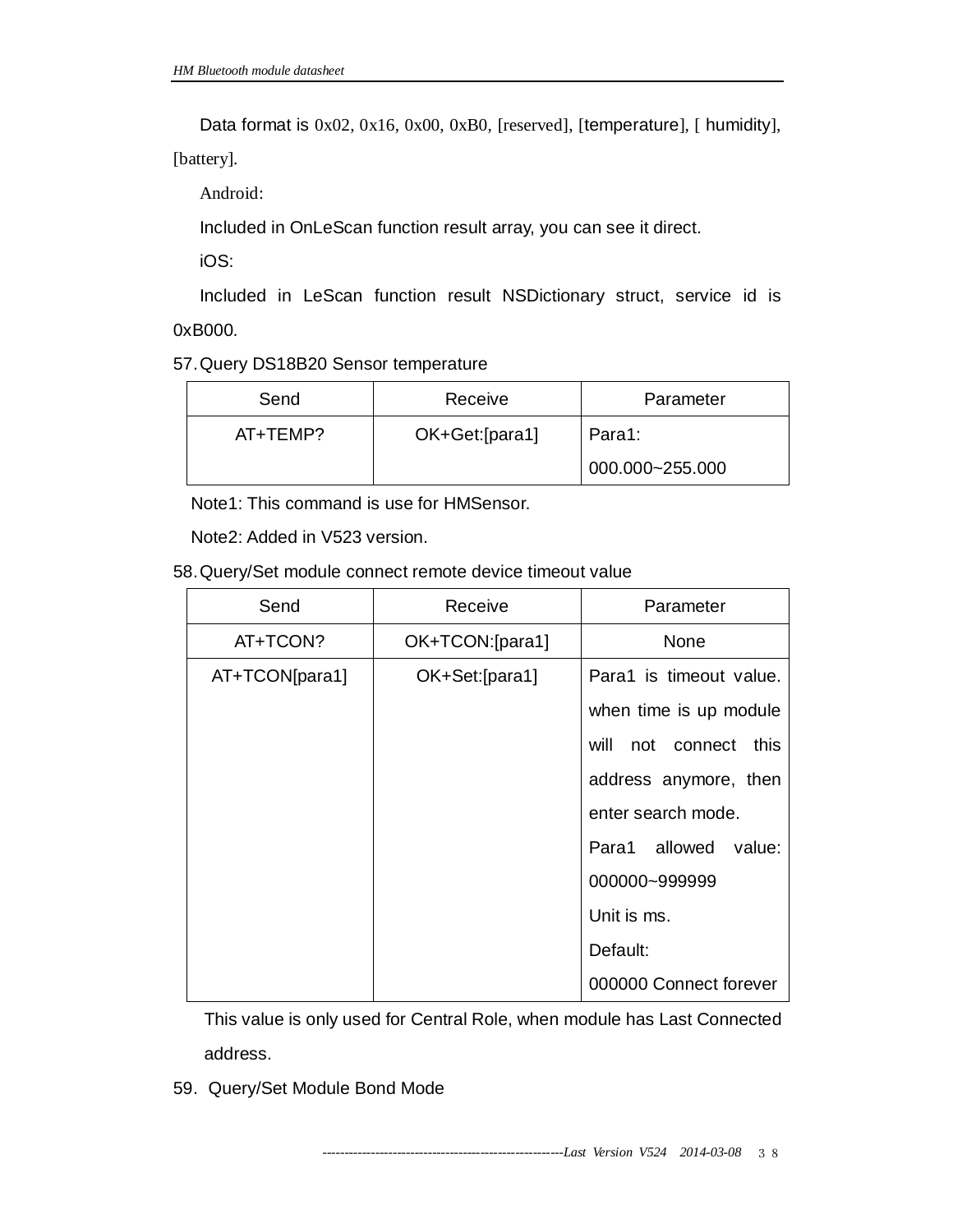Data format is 0x02, 0x16, 0x00, 0xB0, [reserved], [temperature], [ humidity], [battery].

Android:

Included in OnLeScan function result array, you can see it direct.

iOS:

Included in LeScan function result NSDictionary struct, service id is 0xB000.

57. Query DS18B20 Sensor temperature

| Send | Receive | Parameter |
|---|---|---|
| AT+TEMP? | OK+Get:[para1] | Para1: 000.000~255.000 |

Note1: This command is use for HMSensor.

Note2: Added in V523 version.

58. Query/Set module connect remote device timeout value

| Send | Receive | Parameter |
|---|---|---|
| AT+TCON? | OK+TCON:[para1] | None |
| AT+TCON[para1] | OK+Set:[para1] | Para1 is timeout value. when time is up module will not connect this address anymore, then enter search mode. Para1 allowed value: 000000~999999 Unit is ms. Default: 000000 Connect forever |

This value is only used for Central Role, when module has Last Connected address.

59. Query/Set Module Bond Mode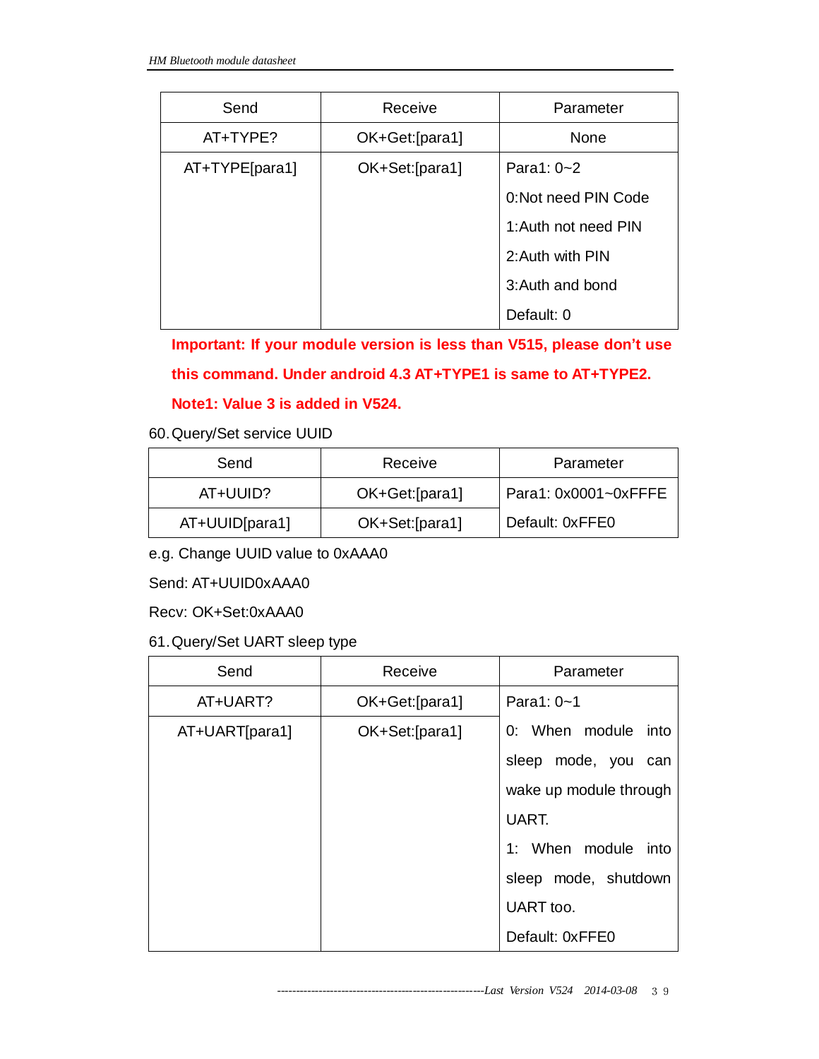| Send | Receive | Parameter |
|---|---|---|
| AT+TYPE? | OK+Get:[para1] | None |
| AT+TYPE[para1] | OK+Set:[para1] | Para1: 0~2<br>0:Not need PIN Code<br>1:Auth not need PIN<br>2:Auth with PIN<br>3:Auth and bond<br>Default: 0 |

**Important: If your module version is less than V515, please don't use this command. Under android 4.3 AT+TYPE1 is same to AT+TYPE2.**

**Note1: Value 3 is added in V524.**

60. Query/Set service UUID

| Send | Receive | Parameter |
|---|---|---|
| AT+UUID? | OK+Get:[para1] | Para1: 0x0001~0xFFFE |
| AT+UUID[para1] | OK+Set:[para1] | Default: 0xFFE0 |

e.g. Change UUID value to 0xAAA0

Send: AT+UUID0xAAA0

Recv: OK+Set:0xAAA0

61. Query/Set UART sleep type

| Send | Receive | Parameter |
|---|---|---|
| AT+UART? | OK+Get:[para1] | Para1: 0~1 |
| AT+UART[para1] | OK+Set:[para1] | 0: When module into sleep mode, you can wake up module through UART.<br>1: When module into sleep mode, shutdown UART too.<br>Default: 0xFFE0 |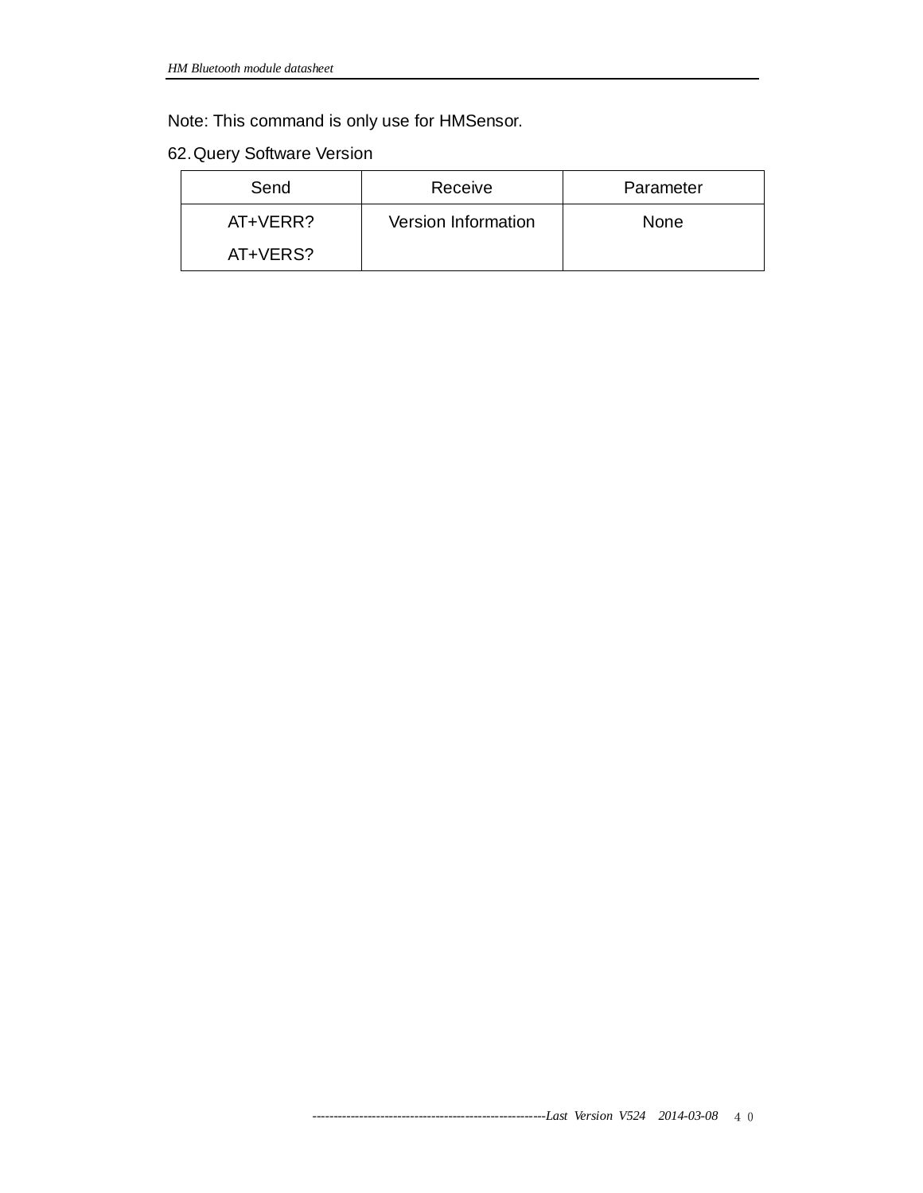Note: This command is only use for HMSensor.

62. Query Software Version

| Send | Receive | Parameter |
| --- | --- | --- |
| AT+VERR?<br>AT+VERS? | Version Information | None |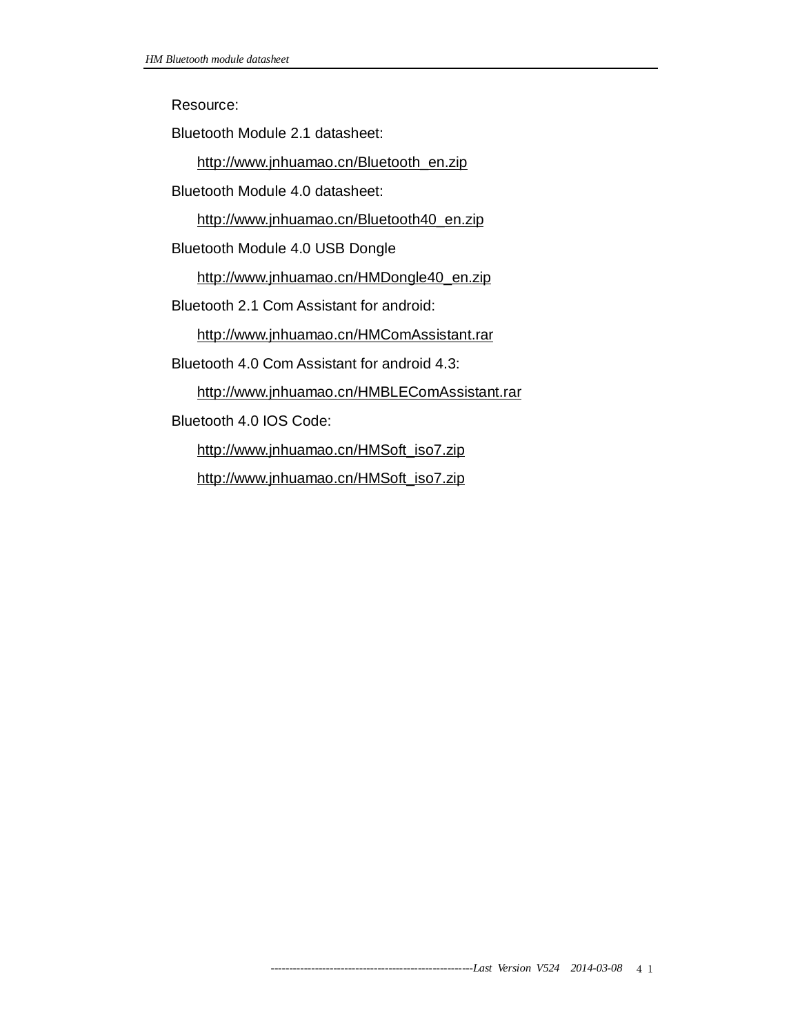Resource:

Bluetooth Module 2.1 datasheet:

http://www.jnhuamao.cn/Bluetooth_en.zip

Bluetooth Module 4.0 datasheet:

http://www.jnhuamao.cn/Bluetooth40_en.zip

Bluetooth Module 4.0 USB Dongle

http://www.jnhuamao.cn/HMDongle40_en.zip

Bluetooth 2.1 Com Assistant for android:

http://www.jnhuamao.cn/HMComAssistant.rar

Bluetooth 4.0 Com Assistant for android 4.3:

http://www.jnhuamao.cn/HMBLEComAssistant.rar

Bluetooth 4.0 IOS Code:

http://www.jnhuamao.cn/HMSoft_iso7.zip

http://www.jnhuamao.cn/HMSoft_iso7.zip